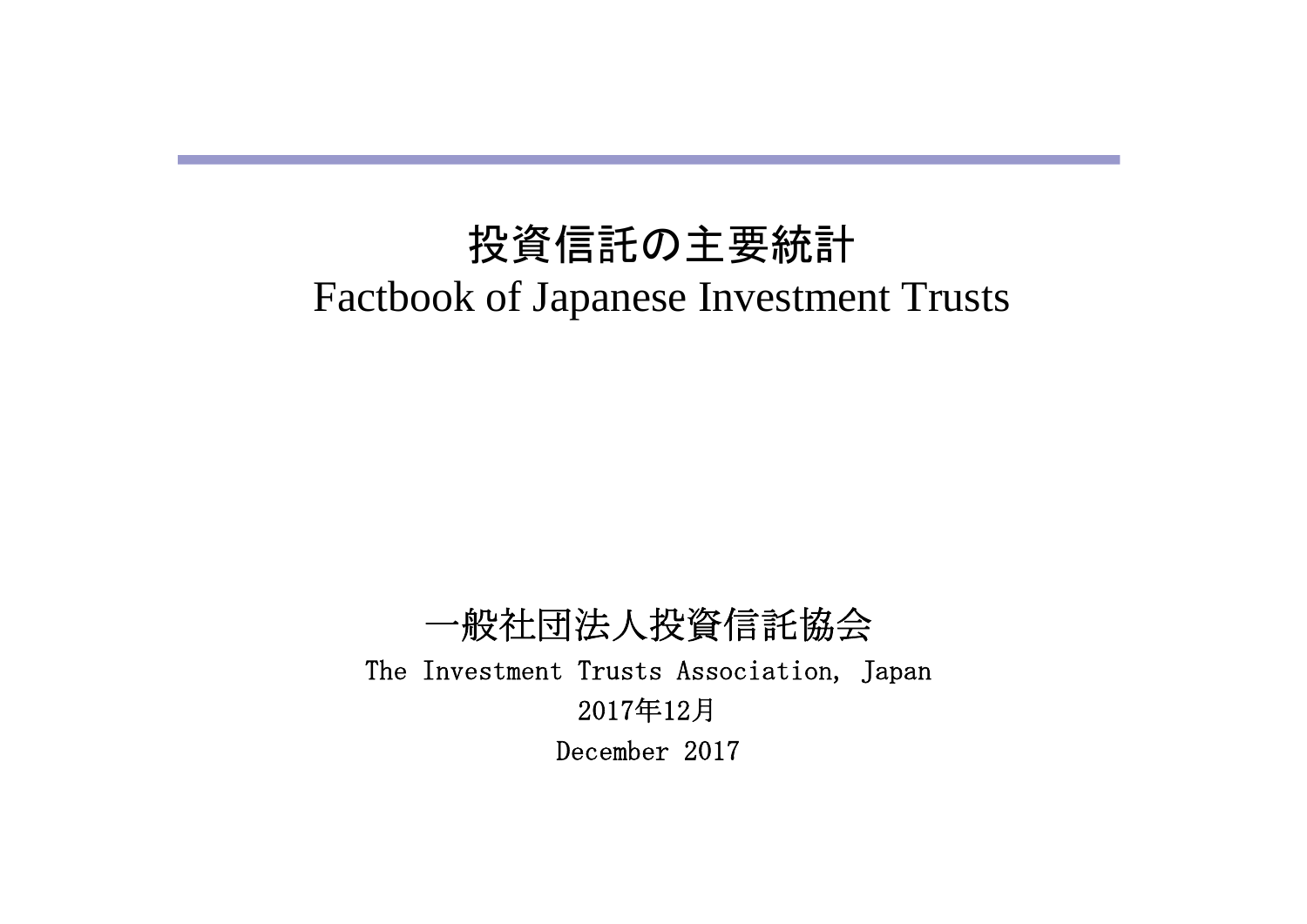# 投資信託の主要統計

# Factbook of Japanese Investment Trusts

一般社団法人投資信託協会

The Investment Trusts Association, Japan

2017年12月

December 2017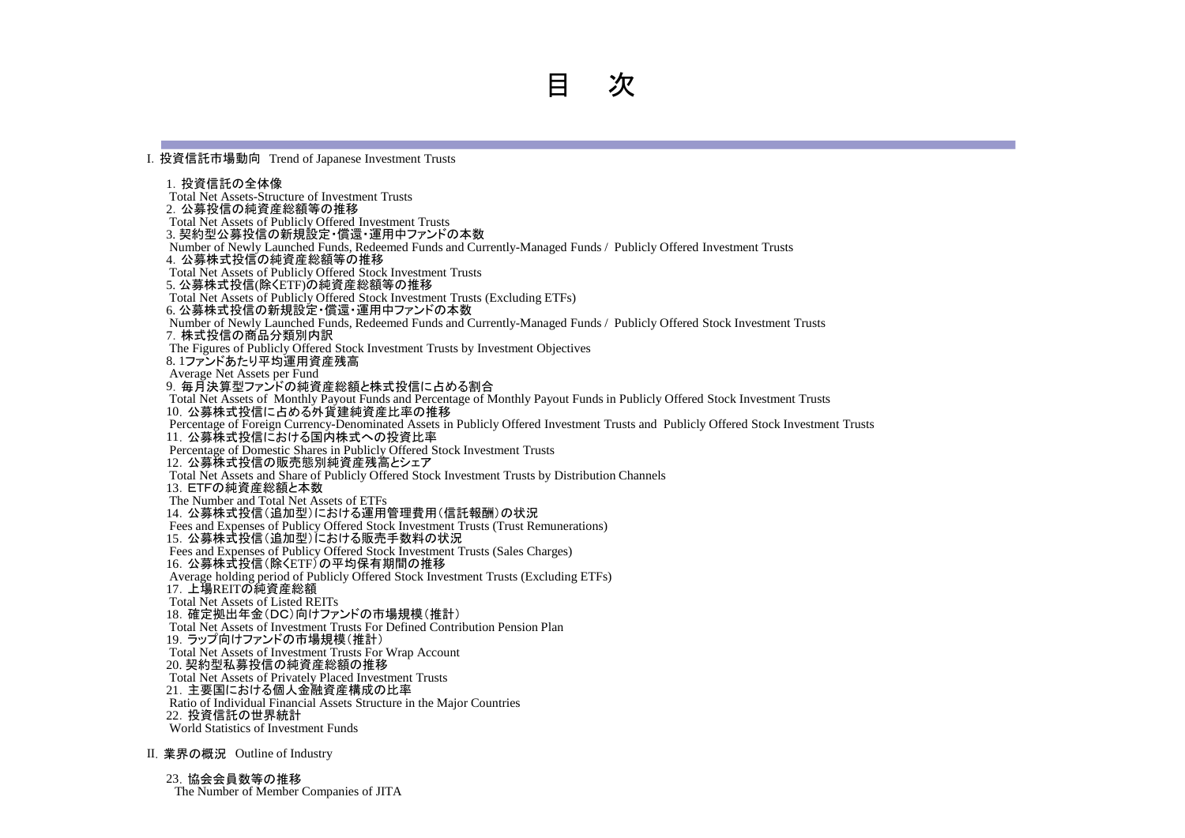# 目　次

## I. 投資信託市場動向　Trend of Japanese Investment Trusts

1. 投資信託の全体像
   Total Net Assets-Structure of Investment Trusts
2. 公募投信の純資産総額等の推移
   Total Net Assets of Publicly Offered Investment Trusts
3. 契約型公募投信の新規設定・償還・運用中ファンドの本数
   Number of Newly Launched Funds, Redeemed Funds and Currently-Managed Funds / Publicly Offered Investment Trusts
4. 公募株式投信の純資産総額等の推移
   Total Net Assets of Publicly Offered Stock Investment Trusts
5. 公募株式投信(除くETF)の純資産総額等の推移
   Total Net Assets of Publicly Offered Stock Investment Trusts (Excluding ETFs)
6. 公募株式投信の新規設定・償還・運用中ファンドの本数
   Number of Newly Launched Funds, Redeemed Funds and Currently-Managed Funds / Publicly Offered Stock Investment Trusts
7. 株式投信の商品分類別内訳
   The Figures of Publicly Offered Stock Investment Trusts by Investment Objectives
8. 1ファンドあたり平均運用資産残高
   Average Net Assets per Fund
9. 毎月決算型ファンドの純資産総額と株式投信に占める割合
   Total Net Assets of Monthly Payout Funds and Percentage of Monthly Payout Funds in Publicly Offered Stock Investment Trusts
10. 公募株式投信に占める外貨建純資産比率の推移
    Percentage of Foreign Currency-Denominated Assets in Publicly Offered Investment Trusts and Publicly Offered Stock Investment Trusts
11. 公募株式投信における国内株式への投資比率
    Percentage of Domestic Shares in Publicly Offered Stock Investment Trusts
12. 公募株式投信の販売態別純資産残高とシェア
    Total Net Assets and Share of Publicly Offered Stock Investment Trusts by Distribution Channels
13. ETFの純資産総額と本数
    The Number and Total Net Assets of ETFs
14. 公募株式投信（追加型）における運用管理費用（信託報酬）の状況
    Fees and Expenses of Publicy Offered Stock Investment Trusts (Trust Remunerations)
15. 公募株式投信（追加型）における販売手数料の状況
    Fees and Expenses of Publicy Offered Stock Investment Trusts (Sales Charges)
16. 公募株式投信（除くETF）の平均保有期間の推移
    Average holding period of Publicly Offered Stock Investment Trusts (Excluding ETFs)
17. 上場REITの純資産総額
    Total Net Assets of Listed REITs
18. 確定拠出年金（DC）向けファンドの市場規模（推計）
    Total Net Assets of Investment Trusts For Defined Contribution Pension Plan
19. ラップ向けファンドの市場規模（推計）
    Total Net Assets of Investment Trusts For Wrap Account
20. 契約型私募投信の純資産総額の推移
    Total Net Assets of Privately Placed Investment Trusts
21. 主要国における個人金融資産構成の比率
    Ratio of Individual Financial Assets Structure in the Major Countries
22. 投資信託の世界統計
    World Statistics of Investment Funds

## II. 業界の概況　Outline of Industry

23. 協会会員数等の推移
    The Number of Member Companies of JITA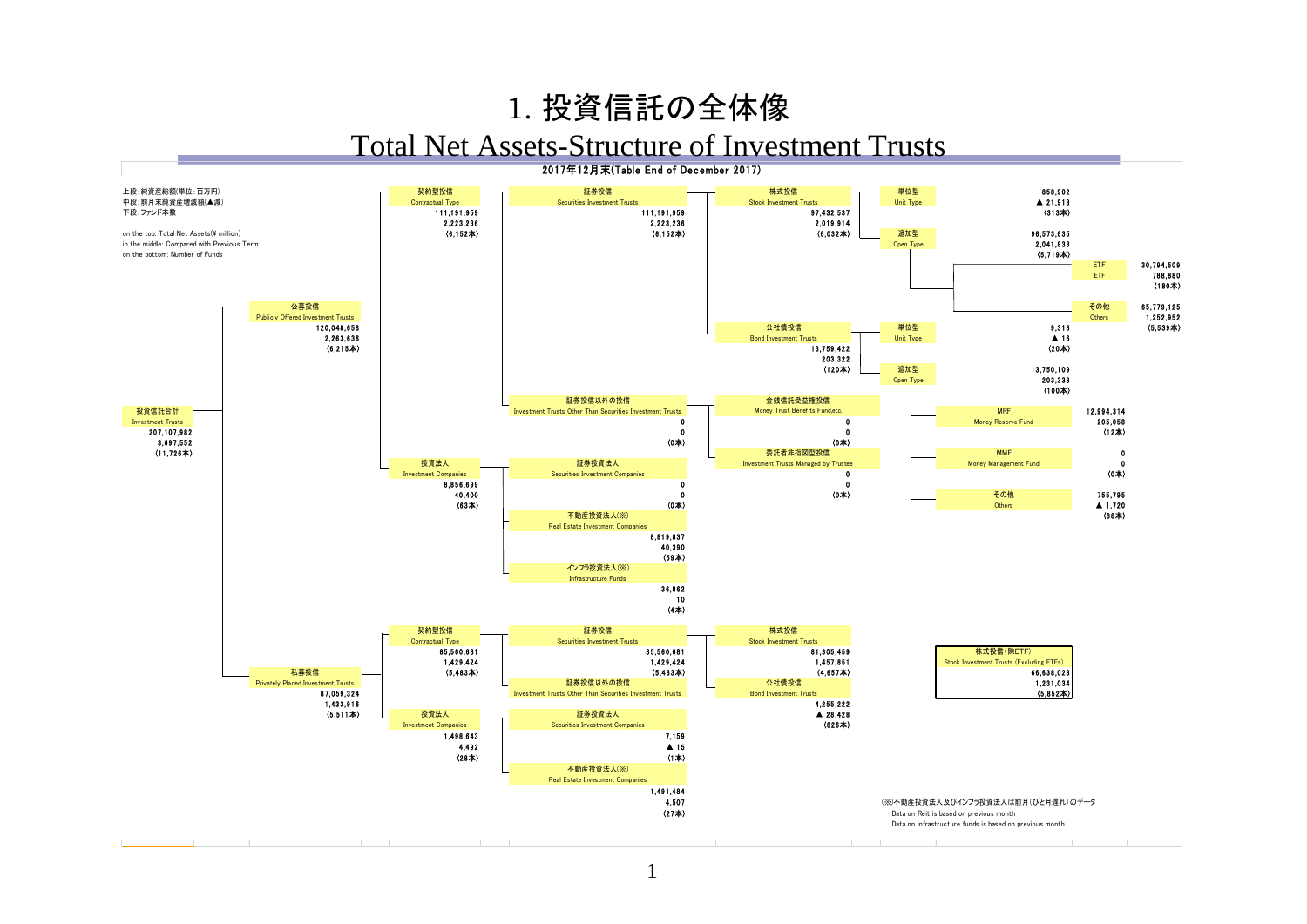# 1. 投資信託の全体像

## Total Net Assets-Structure of Investment Trusts

2017年12月末(Table End of December 2017)

上段：純資産総額(単位：百万円)
中段：前月末純資産増減額(▲減)
下段：ファンド本数

on the top: Total Net Assets(¥ million)
in the middle: Compared with Previous Term
on the bottom: Number of Funds

- **投資信託合計 Investment Trusts**: 207,107,982 / 3,697,552 / (11,726本)
  - **公募投信 Publicly Offered Investment Trusts**: 120,048,658 / 2,263,636 / (6,215本)
    - **契約型投信 Contractual Type**: 111,191,959 / 2,223,236 / (6,152本)
      - **証券投信 Securities Investment Trusts**: 111,191,959 / 2,223,236 / (6,152本)
        - **株式投信 Stock Investment Trusts**: 97,432,537 / 2,019,914 / (6,032本)
          - 単位型 Unit Type: 858,902 / ▲ 21,918 / (313本)
          - 追加型 Open Type: 96,573,635 / 2,041,833 / (5,719本)
            - ETF: 30,794,509 / 788,880 / (180本)
            - その他 Others: 65,779,125 / 1,252,952 / (5,539本)
        - **公社債投信 Bond Investment Trusts**: 13,759,422 / 203,322 / (120本)
          - 単位型 Unit Type: 9,313 / ▲ 16 / (20本)
          - 追加型 Open Type: 13,750,109 / 203,338 / (100本)
            - MRF Money Reserve Fund: 12,994,314 / 205,058 / (12本)
            - MMF Money Management Fund: 0 / 0 / (0本)
            - その他 Others: 755,795 / ▲ 1,720 / (88本)
      - **証券投信以外の投信 Investment Trusts Other Than Securities Investment Trusts**: 0 / 0 / (0本)
        - 金銭信託受益権投信 Money Trust Benefits Fund,etc.: 0 / 0 / (0本)
        - 委託者非指図型投信 Investment Trusts Managed by Trustee: 0 / 0 / (0本)
    - **投資法人 Investment Companies**: 8,856,699 / 40,400 / (63本)
      - 証券投資法人 Securities Investment Companies: 0 / 0 / (0本)
      - 不動産投資法人(※) Real Estate Investment Companies: 8,819,837 / 40,390 / (59本)
      - インフラ投資法人(※) Infrastructure Funds: 36,862 / 10 / (4本)
  - **私募投信 Privately Placed Investment Trusts**: 87,059,324 / 1,433,916 / (5,511本)
    - **契約型投信 Contractual Type**: 85,560,681 / 1,429,424 / (5,483本)
      - **証券投信 Securities Investment Trusts**: 85,560,681 / 1,429,424 / (5,483本)
        - 株式投信 Stock Investment Trusts: 81,305,459 / 1,457,851 / (4,657本)
        - 公社債投信 Bond Investment Trusts: 4,255,222 / ▲ 28,428 / (826本)
      - **証券投信以外の投信 Investment Trusts Other Than Securities Investment Trusts**
    - **投資法人 Investment Companies**: 1,498,643 / 4,492 / (28本)
      - 証券投資法人 Securities Investment Companies: 7,159 / ▲ 15 / (1本)
      - 不動産投資法人(※) Real Estate Investment Companies: 1,491,484 / 4,507 / (27本)

| 株式投信(除ETF) Stock Investment Trusts (Excluding ETFs) |
|---|
| 66,638,028 |
| 1,231,034 |
| (5,852本) |

(※)不動産投資法人及びインフラ投資法人は前月(ひと月遅れ)のデータ
Data on Reit is based on previous month
Data on infrastructure funds is based on previous month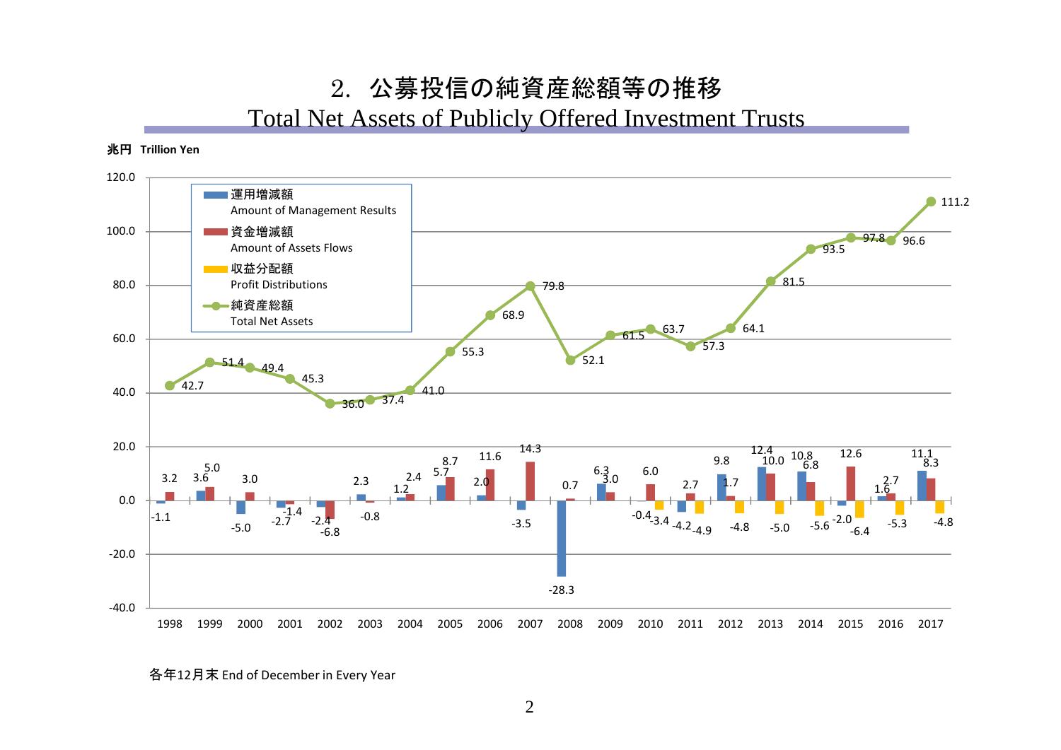# 2. 公募投信の純資産総額等の推移

## Total Net Assets of Publicly Offered Investment Trusts

兆円 Trillion Yen

| 年 Year | 運用増減額 Amount of Management Results | 資金増減額 Amount of Assets Flows | 収益分配額 Profit Distributions | 純資産総額 Total Net Assets |
|---|---|---|---|---|
| 1998 | -1.1 | 3.2 | | 42.7 |
| 1999 | 3.6 | 5.0 | | 51.4 |
| 2000 | -5.0 | 3.0 | | 49.4 |
| 2001 | -2.7 | -1.4 | | 45.3 |
| 2002 | -2.4 | -6.8 | | 36.0 |
| 2003 | 2.3 | -0.8 | | 37.4 |
| 2004 | 1.2 | 2.4 | | 41.0 |
| 2005 | 5.7 | 8.7 | | 55.3 |
| 2006 | 2.0 | 11.6 | | 68.9 |
| 2007 | -3.5 | 14.3 | | 79.8 |
| 2008 | -28.3 | 0.7 | | 52.1 |
| 2009 | 6.3 | 3.0 | | 61.5 |
| 2010 | -0.4 | 6.0 | -3.4 | 63.7 |
| 2011 | -4.2 | 2.7 | -4.9 | 57.3 |
| 2012 | 9.8 | 1.7 | -4.8 | 64.1 |
| 2013 | 12.4 | 10.0 | -5.0 | 81.5 |
| 2014 | 10.8 | 6.8 | -5.6 | 93.5 |
| 2015 | -2.0 | 12.6 | -6.4 | 97.8 |
| 2016 | 1.6 | 2.7 | -5.3 | 96.6 |
| 2017 | 11.1 | 8.3 | -4.8 | 111.2 |

各年12月末 End of December in Every Year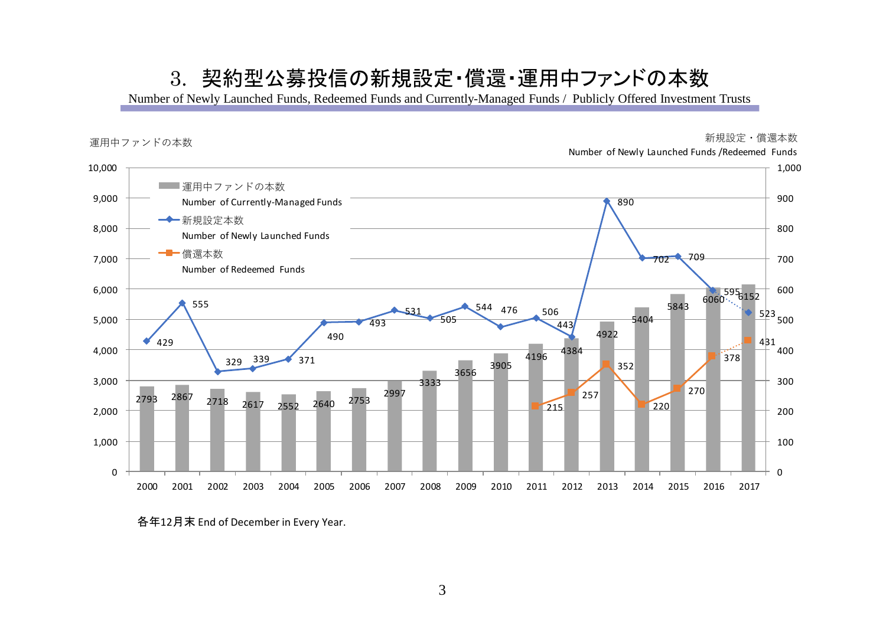# 3．契約型公募投信の新規設定･償還･運用中ファンドの本数

Number of Newly Launched Funds, Redeemed Funds and Currently-Managed Funds / Publicly Offered Investment Trusts

運用中ファンドの本数（左軸） / 新規設定・償還本数 Number of Newly Launched Funds /Redeemed Funds（右軸）

| 年 | 運用中ファンドの本数 Number of Currently-Managed Funds | 新規設定本数 Number of Newly Launched Funds | 償還本数 Number of Redeemed Funds |
|---|---|---|---|
| 2000 | 2793 | 429 | |
| 2001 | 2867 | 555 | |
| 2002 | 2718 | 329 | |
| 2003 | 2617 | 339 | |
| 2004 | 2552 | 371 | |
| 2005 | 2640 | 490 | |
| 2006 | 2753 | 493 | |
| 2007 | 2997 | 531 | |
| 2008 | 3333 | 505 | |
| 2009 | 3656 | 544 | |
| 2010 | 3905 | 476 | |
| 2011 | 4196 | 506 | 215 |
| 2012 | 4384 | 443 | 257 |
| 2013 | 4922 | 890 | 352 |
| 2014 | 5404 | 702 | 220 |
| 2015 | 5843 | 709 | 270 |
| 2016 | 6060 | 595 | 378 |
| 2017 | 6152 | 523 | 431 |

各年12月末 End of December in Every Year.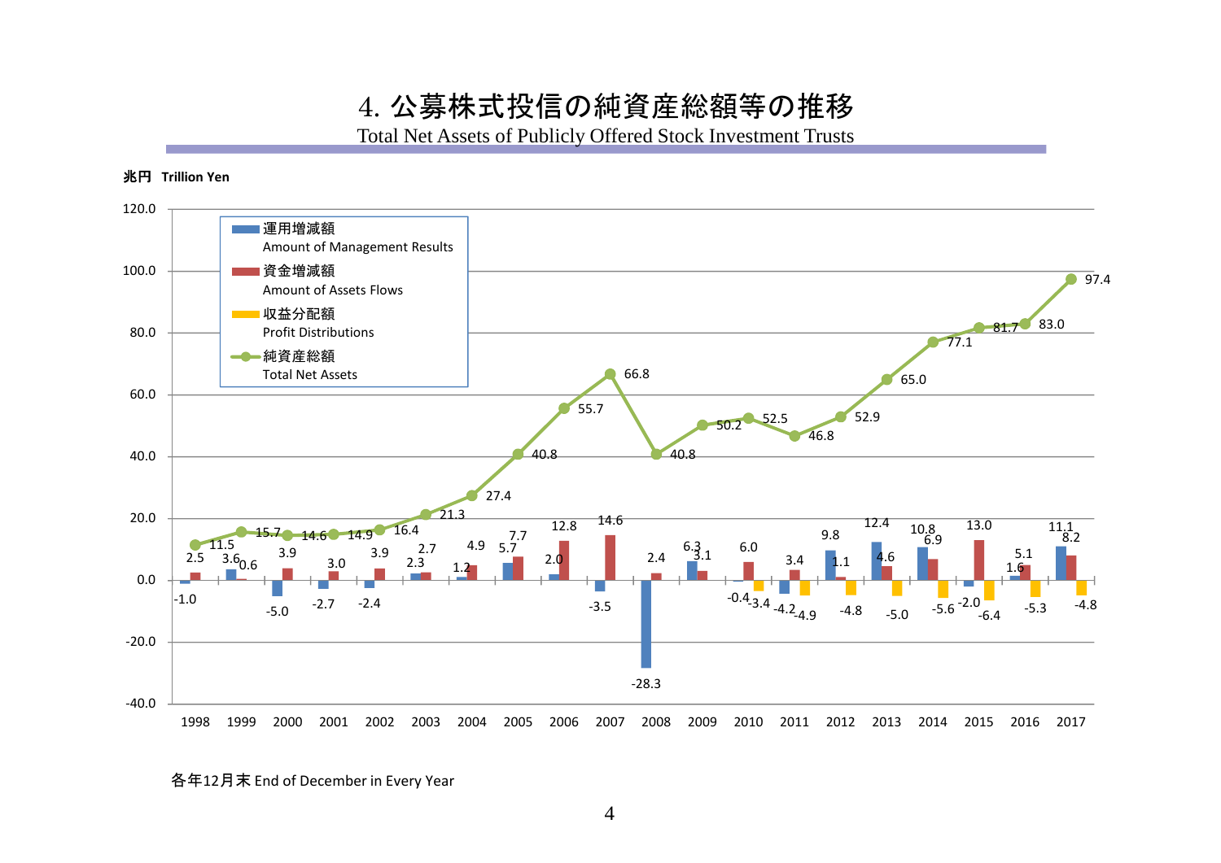# 4. 公募株式投信の純資産総額等の推移

Total Net Assets of Publicly Offered Stock Investment Trusts

兆円 Trillion Yen

| 年 Year | 運用増減額 Amount of Management Results | 資金増減額 Amount of Assets Flows | 収益分配額 Profit Distributions | 純資産総額 Total Net Assets |
|---|---|---|---|---|
| 1998 | -1.0 | 2.5 | | 11.5 |
| 1999 | 3.6 | 0.6 | | 15.7 |
| 2000 | -5.0 | 3.9 | | 14.6 |
| 2001 | -2.7 | 3.0 | | 14.9 |
| 2002 | -2.4 | 3.9 | | 16.4 |
| 2003 | 2.3 | 2.7 | | 21.3 |
| 2004 | 1.2 | 4.9 | | 27.4 |
| 2005 | 5.7 | 7.7 | | 40.8 |
| 2006 | 2.0 | 12.8 | | 55.7 |
| 2007 | -3.5 | 14.6 | | 66.8 |
| 2008 | -28.3 | 2.4 | | 40.8 |
| 2009 | 6.3 | 3.1 | | 50.2 |
| 2010 | -0.4 | 6.0 | -3.4 | 52.5 |
| 2011 | -4.2 | 3.4 | -4.9 | 46.8 |
| 2012 | 9.8 | 1.1 | -4.8 | 52.9 |
| 2013 | 12.4 | 4.6 | -5.0 | 65.0 |
| 2014 | 10.8 | 6.9 | -5.6 | 77.1 |
| 2015 | -2.0 | 13.0 | -6.4 | 81.7 |
| 2016 | 1.6 | 5.1 | -5.3 | 83.0 |
| 2017 | 11.1 | 8.2 | -4.8 | 97.4 |

各年12月末 End of December in Every Year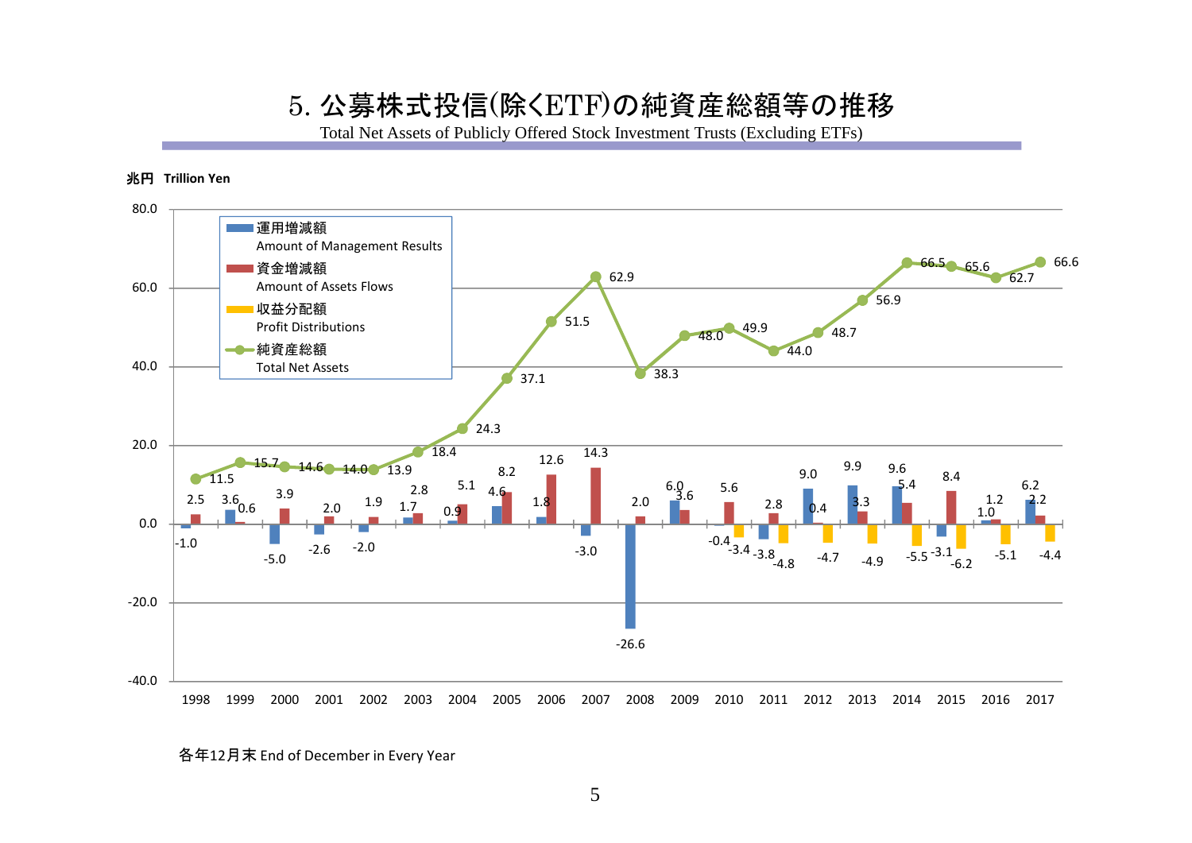# 5. 公募株式投信(除くETF)の純資産総額等の推移

Total Net Assets of Publicly Offered Stock Investment Trusts (Excluding ETFs)

兆円　Trillion Yen

| 年 Year | 運用増減額 Amount of Management Results | 資金増減額 Amount of Assets Flows | 収益分配額 Profit Distributions | 純資産総額 Total Net Assets |
|---|---|---|---|---|
| 1998 | -1.0 | 2.5 | | 11.5 |
| 1999 | 3.6 | 0.6 | | 15.7 |
| 2000 | -5.0 | 3.9 | | 14.6 |
| 2001 | -2.6 | 2.0 | | 14.0 |
| 2002 | -2.0 | 1.9 | | 13.9 |
| 2003 | 1.7 | 2.8 | | 18.4 |
| 2004 | 0.9 | 5.1 | | 24.3 |
| 2005 | 4.6 | 8.2 | | 37.1 |
| 2006 | 1.8 | 12.6 | | 51.5 |
| 2007 | -3.0 | 14.3 | | 62.9 |
| 2008 | -26.6 | 2.0 | | 38.3 |
| 2009 | 6.0 | 3.6 | | 48.0 |
| 2010 | -0.4 | 5.6 | -3.4 | 49.9 |
| 2011 | -3.8 | 2.8 | -4.8 | 44.0 |
| 2012 | 9.0 | 0.4 | -4.7 | 48.7 |
| 2013 | 9.9 | 3.3 | -4.9 | 56.9 |
| 2014 | 9.6 | 5.4 | -5.5 | 66.5 |
| 2015 | -3.1 | 8.4 | -6.2 | 65.6 |
| 2016 | 1.0 | 1.2 | -5.1 | 62.7 |
| 2017 | 6.2 | 2.2 | -4.4 | 66.6 |

各年12月末 End of December in Every Year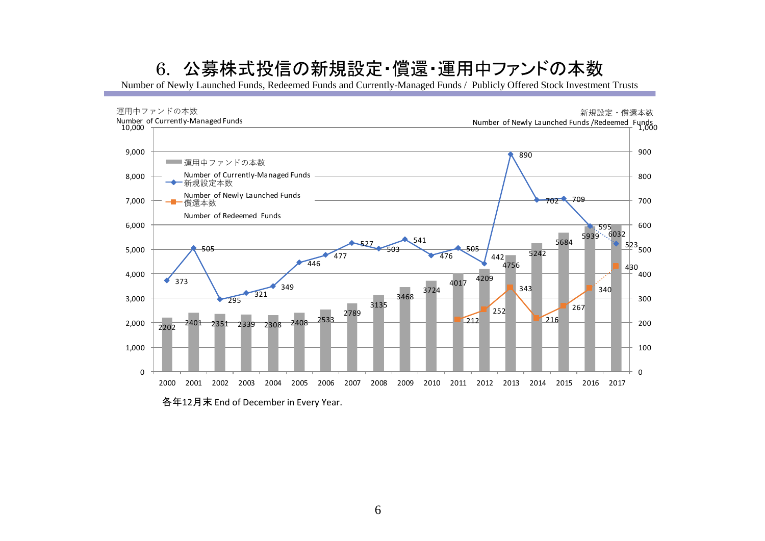# 6．公募株式投信の新規設定・償還・運用中ファンドの本数

Number of Newly Launched Funds, Redeemed Funds and Currently-Managed Funds / Publicly Offered Stock Investment Trusts

運用中ファンドの本数
Number of Currently-Managed Funds

新規設定・償還本数
Number of Newly Launched Funds /Redeemed Funds

| 年 | 運用中ファンドの本数 Number of Currently-Managed Funds | 新規設定本数 Number of Newly Launched Funds | 償還本数 Number of Redeemed Funds |
|---|---|---|---|
| 2000 | 2202 | 373 | |
| 2001 | 2401 | 505 | |
| 2002 | 2351 | 295 | |
| 2003 | 2339 | 321 | |
| 2004 | 2308 | 349 | |
| 2005 | 2408 | 446 | |
| 2006 | 2533 | 477 | |
| 2007 | 2789 | 527 | |
| 2008 | 3135 | 503 | |
| 2009 | 3468 | 541 | |
| 2010 | 3724 | 476 | |
| 2011 | 4017 | 505 | 212 |
| 2012 | 4209 | 442 | 252 |
| 2013 | 4756 | 890 | 343 |
| 2014 | 5242 | 702 | 216 |
| 2015 | 5684 | 709 | 267 |
| 2016 | 5939 | 595 | 340 |
| 2017 | 6032 | 523 | 430 |

各年12月末 End of December in Every Year.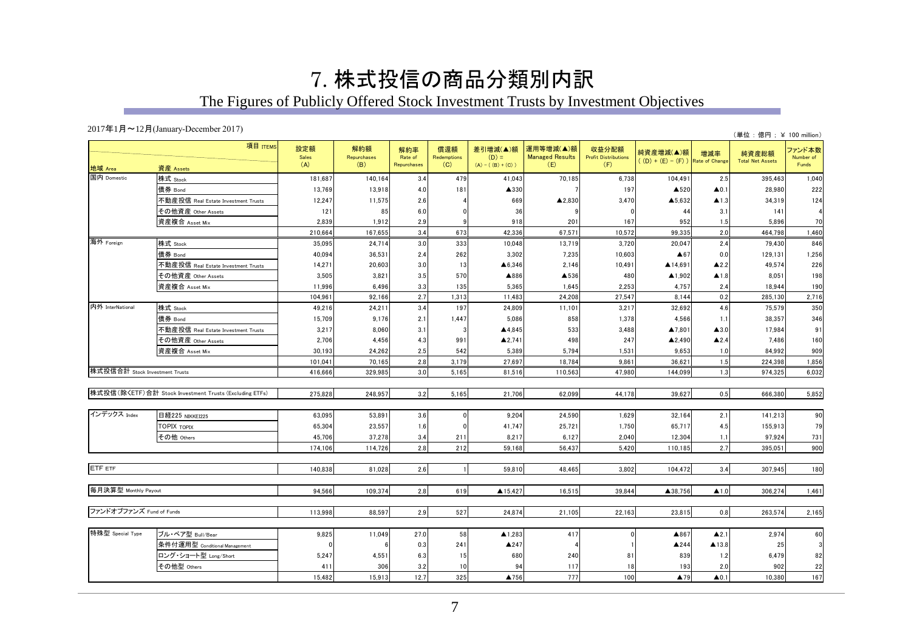# 7. 株式投信の商品分類別内訳

## The Figures of Publicly Offered Stock Investment Trusts by Investment Objectives

2017年1月～12月(January-December 2017)

（単位：億円；￥ 100 million）

| 地域 Area | 資産 Assets | 設定額 Sales (A) | 解約額 Repurchases (B) | 解約率 Rate of Repurchases | 償還額 Redemptions (C) | 差引増減(▲)額 (D) = (A) - ( (B) + (C) ) | 運用等増減(▲)額 Managed Results (E) | 収益分配額 Profit Distributions (F) | 純資産増減(▲)額 ( (D) + (E) - (F) ) | 増減率 Rate of Change | 純資産総額 Total Net Assets | ファンド本数 Number of Funds |
|---|---|---|---|---|---|---|---|---|---|---|---|---|
| 国内 Domestic | 株式 Stock | 181,687 | 140,164 | 3.4 | 479 | 41,043 | 70,185 | 6,738 | 104,491 | 2.5 | 395,463 | 1,040 |
| | 債券 Bond | 13,769 | 13,918 | 4.0 | 181 | ▲330 | 7 | 197 | ▲520 | ▲0.1 | 28,980 | 222 |
| | 不動産投信 Real Estate Investment Trusts | 12,247 | 11,575 | 2.6 | 4 | 669 | ▲2,830 | 3,470 | ▲5,632 | ▲1.3 | 34,319 | 124 |
| | その他資産 Other Assets | 121 | 85 | 6.0 | 0 | 36 | 9 | 0 | 44 | 3.1 | 141 | 4 |
| | 資産複合 Asset Mix | 2,839 | 1,912 | 2.9 | 9 | 918 | 201 | 167 | 952 | 1.5 | 5,896 | 70 |
| | | 210,664 | 167,655 | 3.4 | 673 | 42,336 | 67,571 | 10,572 | 99,335 | 2.0 | 464,798 | 1,460 |
| 海外 Foreign | 株式 Stock | 35,095 | 24,714 | 3.0 | 333 | 10,048 | 13,719 | 3,720 | 20,047 | 2.4 | 79,430 | 846 |
| | 債券 Bond | 40,094 | 36,531 | 2.4 | 262 | 3,302 | 7,235 | 10,603 | ▲67 | 0.0 | 129,131 | 1,256 |
| | 不動産投信 Real Estate Investment Trusts | 14,271 | 20,603 | 3.0 | 13 | ▲6,346 | 2,146 | 10,491 | ▲14,691 | ▲2.2 | 49,574 | 226 |
| | その他資産 Other Assets | 3,505 | 3,821 | 3.5 | 570 | ▲886 | ▲536 | 480 | ▲1,902 | ▲1.8 | 8,051 | 198 |
| | 資産複合 Asset Mix | 11,996 | 6,496 | 3.3 | 135 | 5,365 | 1,645 | 2,253 | 4,757 | 2.4 | 18,944 | 190 |
| | | 104,961 | 92,166 | 2.7 | 1,313 | 11,483 | 24,208 | 27,547 | 8,144 | 0.2 | 285,130 | 2,716 |
| 内外 InterNational | 株式 Stock | 49,216 | 24,211 | 3.4 | 197 | 24,809 | 11,101 | 3,217 | 32,692 | 4.6 | 75,579 | 350 |
| | 債券 Bond | 15,709 | 9,176 | 2.1 | 1,447 | 5,086 | 858 | 1,378 | 4,566 | 1.1 | 38,357 | 346 |
| | 不動産投信 Real Estate Investment Trusts | 3,217 | 8,060 | 3.1 | 3 | ▲4,845 | 533 | 3,488 | ▲7,801 | ▲3.0 | 17,984 | 91 |
| | その他資産 Other Assets | 2,706 | 4,456 | 4.3 | 991 | ▲2,741 | 498 | 247 | ▲2,490 | ▲2.4 | 7,486 | 160 |
| | 資産複合 Asset Mix | 30,193 | 24,262 | 2.5 | 542 | 5,389 | 5,794 | 1,531 | 9,653 | 1.0 | 84,992 | 909 |
| | | 101,041 | 70,165 | 2.8 | 3,179 | 27,697 | 18,784 | 9,861 | 36,621 | 1.5 | 224,398 | 1,856 |
| 株式投信合計 Stock Investment Trusts | | 416,666 | 329,985 | 3.0 | 5,165 | 81,516 | 110,563 | 47,980 | 144,099 | 1.3 | 974,325 | 6,032 |
| 株式投信(除くETF)合計 Stock Investment Trusts (Excluding ETFs) | | 275,828 | 248,957 | 3.2 | 5,165 | 21,706 | 62,099 | 44,178 | 39,627 | 0.5 | 666,380 | 5,852 |
| インデックス Index | 日経225 NIKKEI225 | 63,095 | 53,891 | 3.6 | 0 | 9,204 | 24,590 | 1,629 | 32,164 | 2.1 | 141,213 | 90 |
| | TOPIX TOPIX | 65,304 | 23,557 | 1.6 | 0 | 41,747 | 25,721 | 1,750 | 65,717 | 4.5 | 155,913 | 79 |
| | その他 Others | 45,706 | 37,278 | 3.4 | 211 | 8,217 | 6,127 | 2,040 | 12,304 | 1.1 | 97,924 | 731 |
| | | 174,106 | 114,726 | 2.8 | 212 | 59,168 | 56,437 | 5,420 | 110,185 | 2.7 | 395,051 | 900 |
| ETF ETF | | 140,838 | 81,028 | 2.6 | 1 | 59,810 | 48,465 | 3,802 | 104,472 | 3.4 | 307,945 | 180 |
| 毎月決算型 Monthly Payout | | 94,566 | 109,374 | 2.8 | 619 | ▲15,427 | 16,515 | 39,844 | ▲38,756 | ▲1.0 | 306,274 | 1,461 |
| ファンドオブファンズ Fund of Funds | | 113,998 | 88,597 | 2.9 | 527 | 24,874 | 21,105 | 22,163 | 23,815 | 0.8 | 263,574 | 2,165 |
| 特殊型 Special Type | ブル・ベア型 Bull/Bear | 9,825 | 11,049 | 27.0 | 58 | ▲1,283 | 417 | 0 | ▲867 | ▲2.1 | 2,974 | 60 |
| | 条件付運用型 Conditional Management | 0 | 6 | 0.3 | 241 | ▲247 | 4 | 1 | ▲244 | ▲13.8 | 25 | 3 |
| | ロング・ショート型 Long/Short | 5,247 | 4,551 | 6.3 | 15 | 680 | 240 | 81 | 839 | 1.2 | 6,479 | 82 |
| | その他型 Others | 411 | 306 | 3.2 | 10 | 94 | 117 | 18 | 193 | 2.0 | 902 | 22 |
| | | 15,482 | 15,913 | 12.7 | 325 | ▲756 | 777 | 100 | ▲79 | ▲0.1 | 10,380 | 167 |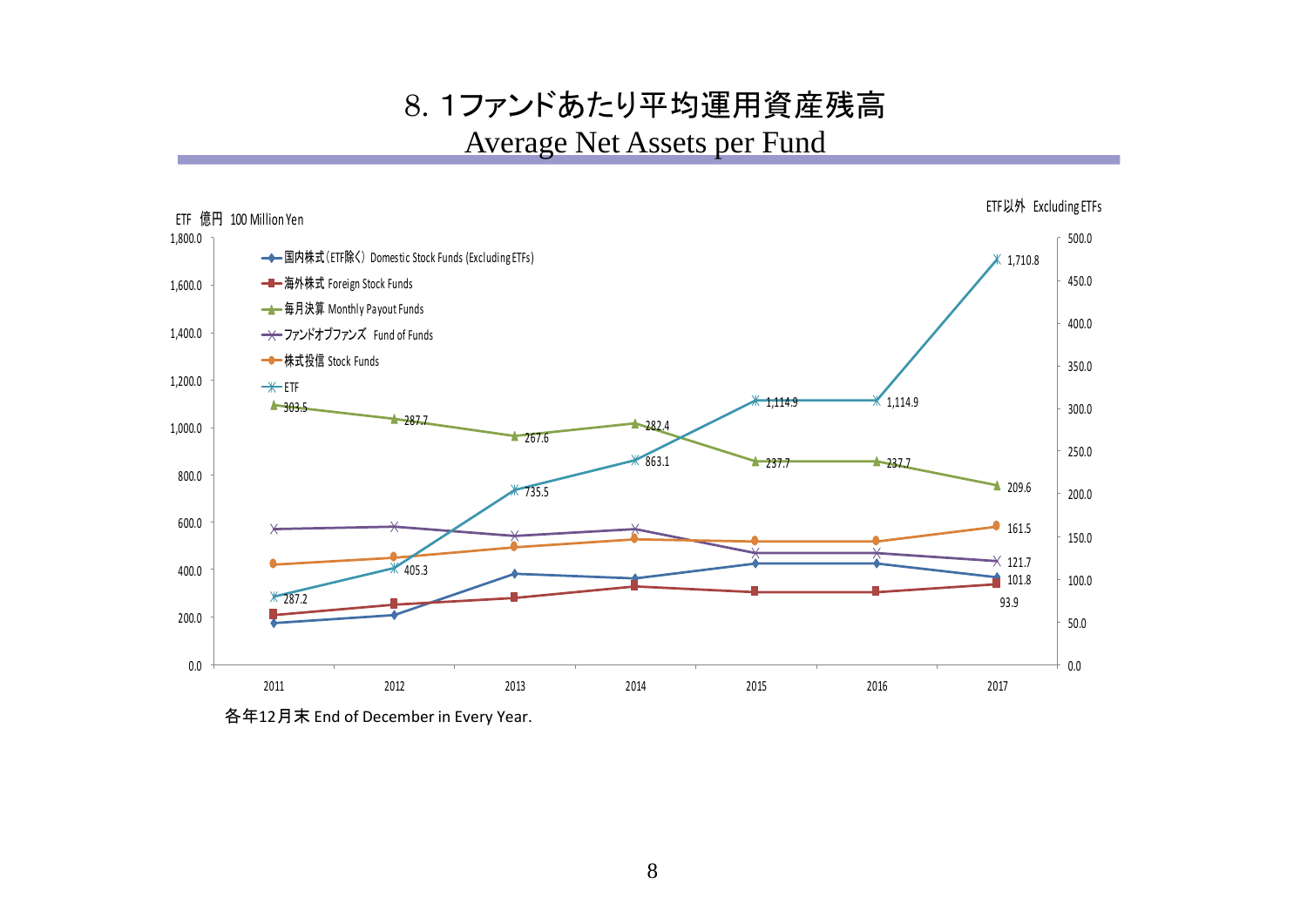# 8. 1ファンドあたり平均運用資産残高

## Average Net Assets per Fund

ETF 億円 100 Million Yen

ETF以外 Excluding ETFs

| | 2011 | 2012 | 2013 | 2014 | 2015 | 2016 | 2017 |
|---|---|---|---|---|---|---|---|
| 毎月決算 Monthly Payout Funds | 303.5 | 287.7 | 267.6 | 282.4 | 237.7 | 237.7 | 209.6 |
| ETF | 287.2 | 405.3 | 735.5 | 863.1 | 1,114.9 | 1,114.9 | 1,710.8 |
| 株式投信 Stock Funds | | | | | | | 161.5 |
| ファンドオブファンズ Fund of Funds | | | | | | | 121.7 |
| 国内株式（ETF除く） Domestic Stock Funds (Excluding ETFs) | | | | | | | 101.8 |
| 海外株式 Foreign Stock Funds | | | | | | | 93.9 |

各年12月末 End of December in Every Year.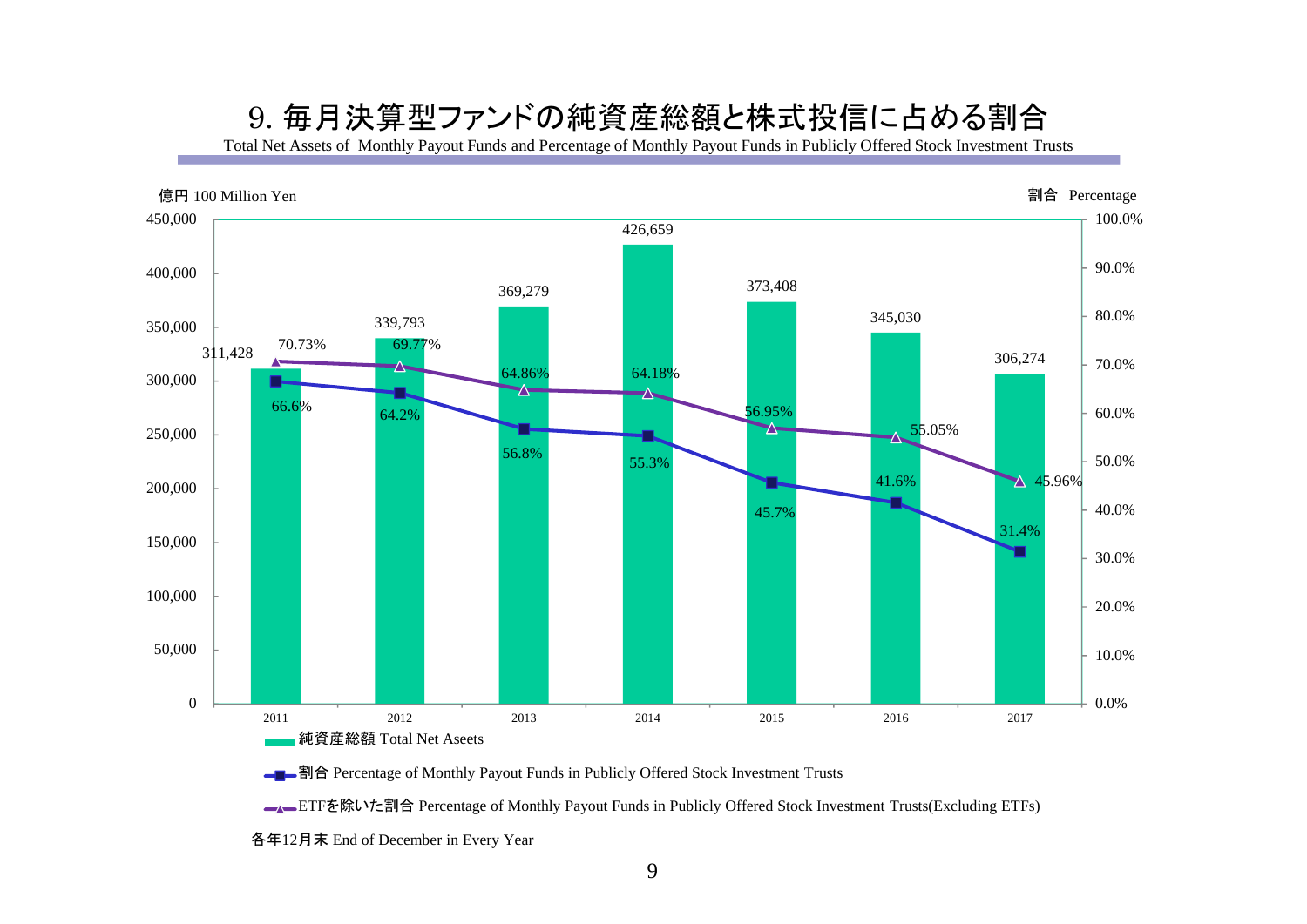# 9. 毎月決算型ファンドの純資産総額と株式投信に占める割合

Total Net Assets of Monthly Payout Funds and Percentage of Monthly Payout Funds in Publicly Offered Stock Investment Trusts

億円 100 Million Yen / 割合 Percentage

| 年 | 純資産総額 Total Net Aseets | 割合 Percentage of Monthly Payout Funds in Publicly Offered Stock Investment Trusts | ETFを除いた割合 Percentage of Monthly Payout Funds in Publicly Offered Stock Investment Trusts(Excluding ETFs) |
|---|---|---|---|
| 2011 | 311,428 | 66.6% | 70.73% |
| 2012 | 339,793 | 64.2% | 69.77% |
| 2013 | 369,279 | 56.8% | 64.86% |
| 2014 | 426,659 | 55.3% | 64.18% |
| 2015 | 373,408 | 45.7% | 56.95% |
| 2016 | 345,030 | 41.6% | 55.05% |
| 2017 | 306,274 | 31.4% | 45.96% |

各年12月末 End of December in Every Year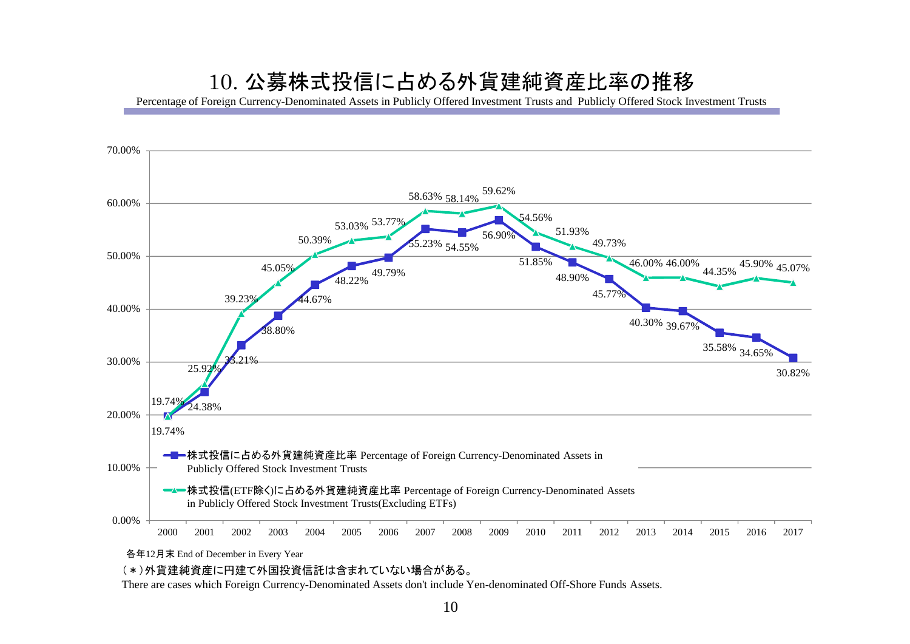# 10. 公募株式投信に占める外貨建純資産比率の推移

Percentage of Foreign Currency-Denominated Assets in Publicly Offered Investment Trusts and Publicly Offered Stock Investment Trusts

| Year | 株式投信に占める外貨建純資産比率 Percentage of Foreign Currency-Denominated Assets in Publicly Offered Stock Investment Trusts | 株式投信(ETF除く)に占める外貨建純資産比率 Percentage of Foreign Currency-Denominated Assets in Publicly Offered Stock Investment Trusts(Excluding ETFs) |
|---|---|---|
| 2000 | 19.74% | 19.74% |
| 2001 | 24.38% | 25.92% |
| 2002 | 33.21% | 39.23% |
| 2003 | 38.80% | 45.05% |
| 2004 | 44.67% | 50.39% |
| 2005 | 48.22% | 53.03% |
| 2006 | 49.79% | 53.77% |
| 2007 | 55.23% | 58.63% |
| 2008 | 54.55% | 58.14% |
| 2009 | 56.90% | 59.62% |
| 2010 | 51.85% | 54.56% |
| 2011 | 48.90% | 51.93% |
| 2012 | 45.77% | 49.73% |
| 2013 | 40.30% | 46.00% |
| 2014 | 39.67% | 46.00% |
| 2015 | 35.58% | 44.35% |
| 2016 | 34.65% | 45.90% |
| 2017 | 30.82% | 45.07% |

各年12月末 End of December in Every Year

(＊)外貨建純資産に円建て外国投資信託は含まれていない場合がある。

There are cases which Foreign Currency-Denominated Assets don't include Yen-denominated Off-Shore Funds Assets.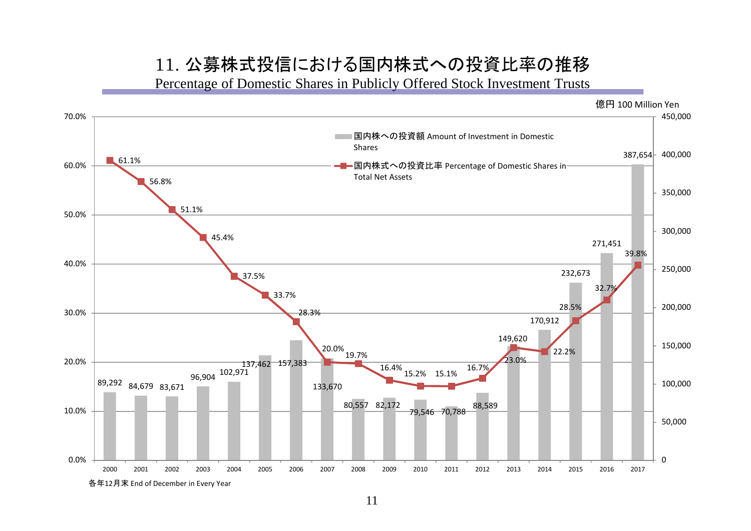# 11. 公募株式投信における国内株式への投資比率の推移

## Percentage of Domestic Shares in Publicly Offered Stock Investment Trusts

億円 100 Million Yen

| 年 Year | 国内株への投資額 Amount of Investment in Domestic Shares | 国内株式への投資比率 Percentage of Domestic Shares in Total Net Assets |
|---|---|---|
| 2000 | 89,292 | 61.1% |
| 2001 | 84,679 | 56.8% |
| 2002 | 83,671 | 51.1% |
| 2003 | 96,904 | 45.4% |
| 2004 | 102,971 | 37.5% |
| 2005 | 137,462 | 33.7% |
| 2006 | 157,383 | 28.3% |
| 2007 | 133,670 | 20.0% |
| 2008 | 80,557 | 19.7% |
| 2009 | 82,172 | 16.4% |
| 2010 | 79,546 | 15.2% |
| 2011 | 70,788 | 15.1% |
| 2012 | 88,589 | 16.7% |
| 2013 | 149,620 | 23.0% |
| 2014 | 170,912 | 22.2% |
| 2015 | 232,673 | 28.5% |
| 2016 | 271,451 | 32.7% |
| 2017 | 387,654 | 39.8% |

各年12月末 End of December in Every Year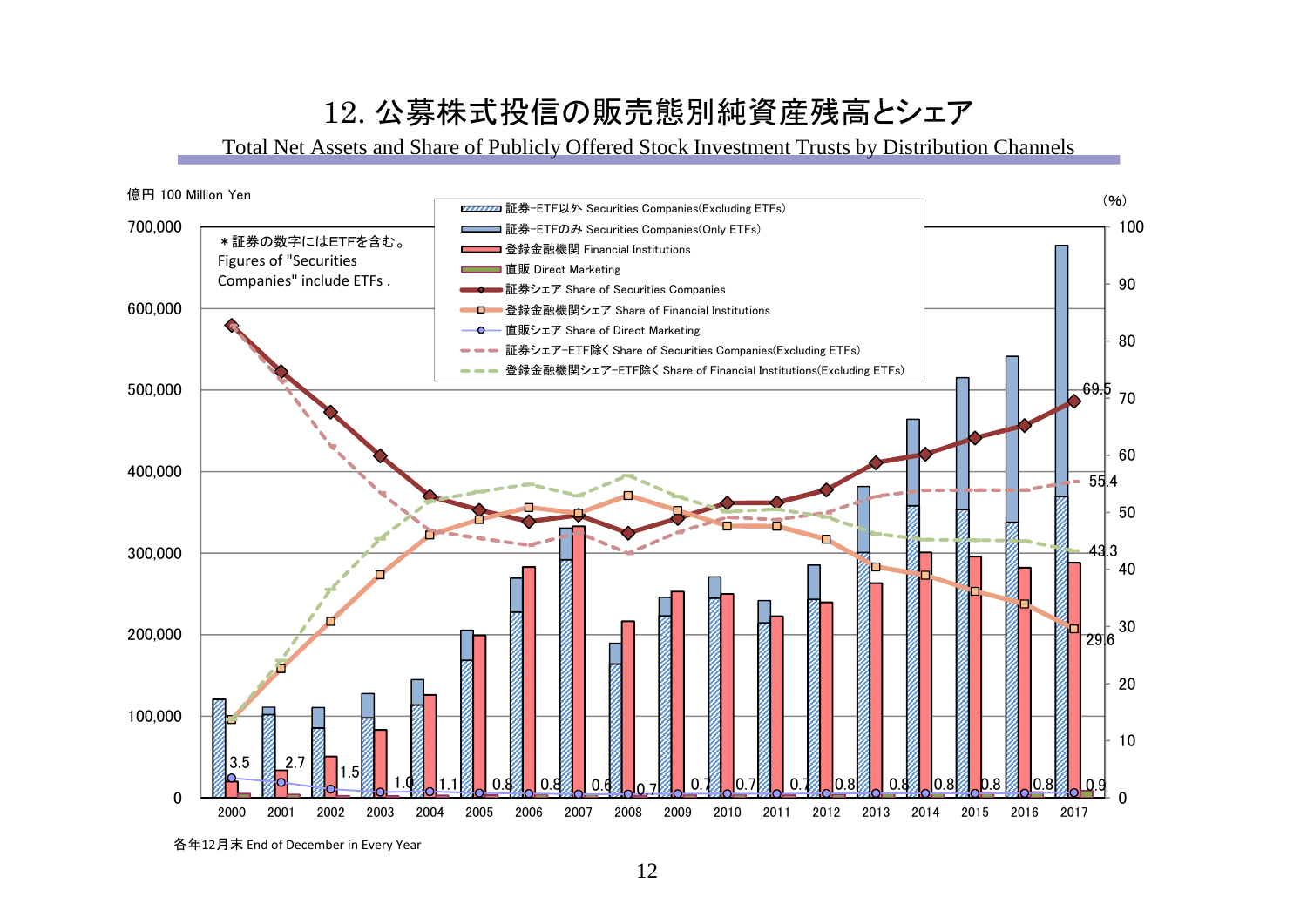# 12. 公募株式投信の販売態別純資産残高とシェア

Total Net Assets and Share of Publicly Offered Stock Investment Trusts by Distribution Channels

億円 100 Million Yen

(%)

＊証券の数字にはETFを含む。
Figures of "Securities Companies" include ETFs .

- 証券-ETF以外 Securities Companies(Excluding ETFs)
- 証券-ETFのみ Securities Companies(Only ETFs)
- 登録金融機関 Financial Institutions
- 直販 Direct Marketing
- 証券シェア Share of Securities Companies
- 登録金融機関シェア Share of Financial Institutions
- 直販シェア Share of Direct Marketing
- 証券シェア-ETF除く Share of Securities Companies(Excluding ETFs)
- 登録金融機関シェア-ETF除く Share of Financial Institutions(Excluding ETFs)

| Year | 2000 | 2001 | 2002 | 2003 | 2004 | 2005 | 2006 | 2007 | 2008 | 2009 | 2010 | 2011 | 2012 | 2013 | 2014 | 2015 | 2016 | 2017 |
|---|---|---|---|---|---|---|---|---|---|---|---|---|---|---|---|---|---|---|
| 直販シェア Share of Direct Marketing (%) | 3.5 | 2.7 | 1.5 | 1.0 | 1.1 | 0.8 | 0.8 | 0.6 | 0.7 | 0.7 | 0.7 | 0.7 | 0.8 | 0.8 | 0.8 | 0.8 | 0.8 | 0.9 |

2017: 証券シェア 69.5, 証券シェア-ETF除く 55.4, 登録金融機関シェア-ETF除く 43.3, 登録金融機関シェア 29.6

各年12月末 End of December in Every Year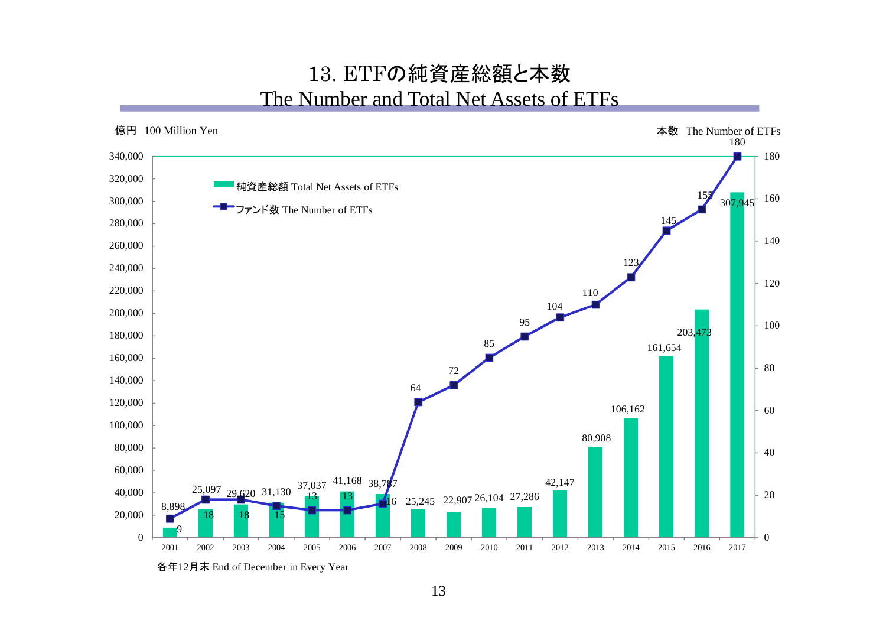# 13. ETFの純資産総額と本数

## The Number and Total Net Assets of ETFs

億円 100 Million Yen

本数 The Number of ETFs

| 各年12月末 End of December in Every Year | 純資産総額 Total Net Assets of ETFs | ファンド数 The Number of ETFs |
|---|---|---|
| 2001 | 8,898 | 9 |
| 2002 | 25,097 | 18 |
| 2003 | 29,620 | 18 |
| 2004 | 31,130 | 15 |
| 2005 | 37,037 | 13 |
| 2006 | 41,168 | 13 |
| 2007 | 38,787 | 16 |
| 2008 | 25,245 | 64 |
| 2009 | 22,907 | 72 |
| 2010 | 26,104 | 85 |
| 2011 | 27,286 | 95 |
| 2012 | 42,147 | 104 |
| 2013 | 80,908 | 110 |
| 2014 | 106,162 | 123 |
| 2015 | 161,654 | 145 |
| 2016 | 203,473 | 155 |
| 2017 | 307,945 | 180 |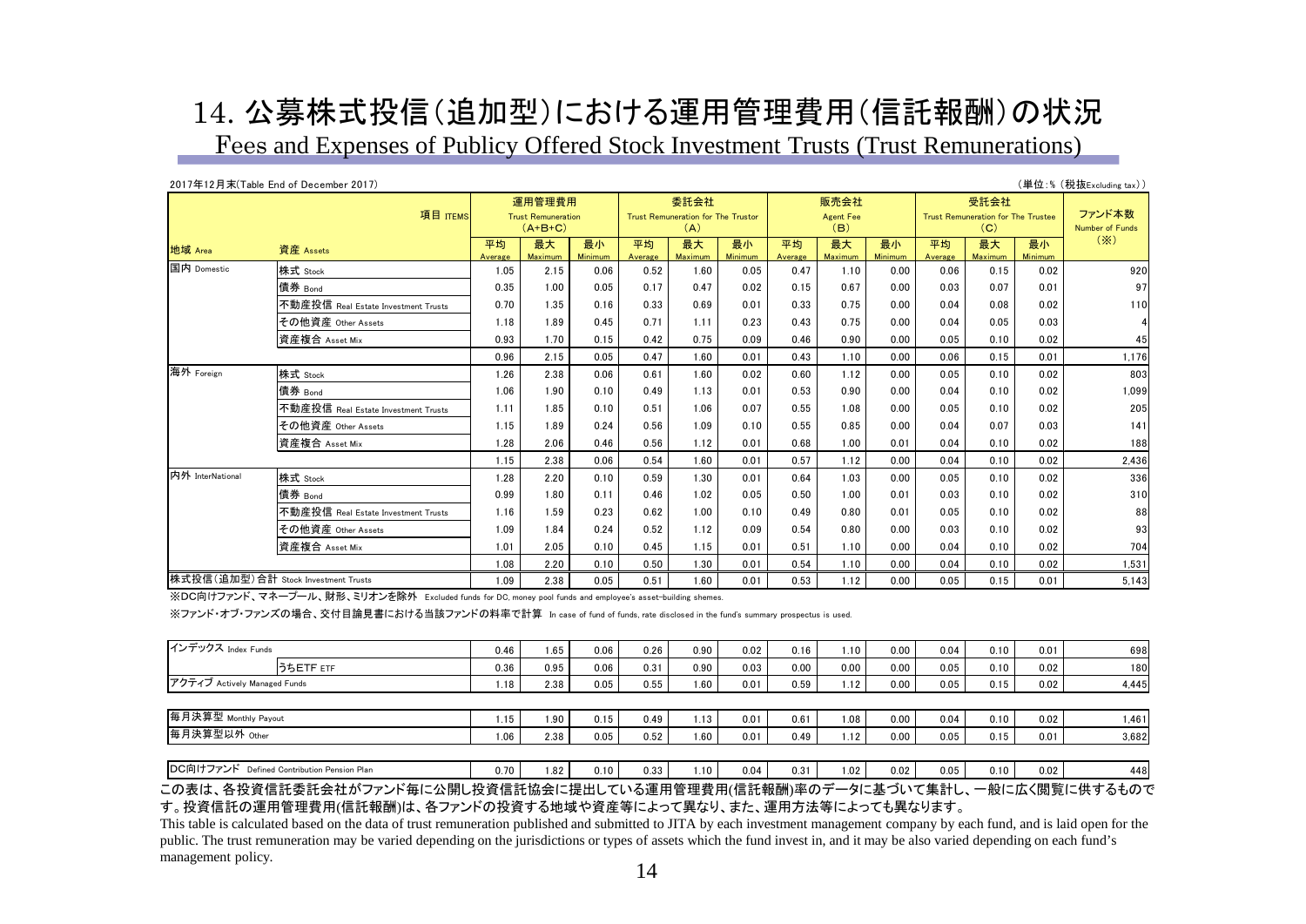# 14. 公募株式投信(追加型)における運用管理費用(信託報酬)の状況

Fees and Expenses of Publicy Offered Stock Investment Trusts (Trust Remunerations)

2017年12月末(Table End of December 2017)　　(単位:% (税抜Excluding tax))

| 地域 Area | 資産 Assets | 運用管理費用 Trust Remuneration (A+B+C) 平均 Average | 最大 Maximum | 最小 Minimum | 委託会社 Trust Remuneration for The Trustor (A) 平均 Average | 最大 Maximum | 最小 Minimum | 販売会社 Agent Fee (B) 平均 Average | 最大 Maximum | 最小 Minimum | 受託会社 Trust Remuneration for The Trustee (C) 平均 Average | 最大 Maximum | 最小 Minimum | ファンド本数 Number of Funds (※) |
|---|---|---|---|---|---|---|---|---|---|---|---|---|---|---|
| 国内 Domestic | 株式 Stock | 1.05 | 2.15 | 0.06 | 0.52 | 1.60 | 0.05 | 0.47 | 1.10 | 0.00 | 0.06 | 0.15 | 0.02 | 920 |
| | 債券 Bond | 0.35 | 1.00 | 0.05 | 0.17 | 0.47 | 0.02 | 0.15 | 0.67 | 0.00 | 0.03 | 0.07 | 0.01 | 97 |
| | 不動産投信 Real Estate Investment Trusts | 0.70 | 1.35 | 0.16 | 0.33 | 0.69 | 0.01 | 0.33 | 0.75 | 0.00 | 0.04 | 0.08 | 0.02 | 110 |
| | その他資産 Other Assets | 1.18 | 1.89 | 0.45 | 0.71 | 1.11 | 0.23 | 0.43 | 0.75 | 0.00 | 0.04 | 0.05 | 0.03 | 4 |
| | 資産複合 Asset Mix | 0.93 | 1.70 | 0.15 | 0.42 | 0.75 | 0.09 | 0.46 | 0.90 | 0.00 | 0.05 | 0.10 | 0.02 | 45 |
| | | 0.96 | 2.15 | 0.05 | 0.47 | 1.60 | 0.01 | 0.43 | 1.10 | 0.00 | 0.06 | 0.15 | 0.01 | 1,176 |
| 海外 Foreign | 株式 Stock | 1.26 | 2.38 | 0.06 | 0.61 | 1.60 | 0.02 | 0.60 | 1.12 | 0.00 | 0.05 | 0.10 | 0.02 | 803 |
| | 債券 Bond | 1.06 | 1.90 | 0.10 | 0.49 | 1.13 | 0.01 | 0.53 | 0.90 | 0.00 | 0.04 | 0.10 | 0.02 | 1,099 |
| | 不動産投信 Real Estate Investment Trusts | 1.11 | 1.85 | 0.10 | 0.51 | 1.06 | 0.07 | 0.55 | 1.08 | 0.00 | 0.05 | 0.10 | 0.02 | 205 |
| | その他資産 Other Assets | 1.15 | 1.89 | 0.24 | 0.56 | 1.09 | 0.10 | 0.55 | 0.85 | 0.00 | 0.04 | 0.07 | 0.03 | 141 |
| | 資産複合 Asset Mix | 1.28 | 2.06 | 0.46 | 0.56 | 1.12 | 0.01 | 0.68 | 1.00 | 0.01 | 0.04 | 0.10 | 0.02 | 188 |
| | | 1.15 | 2.38 | 0.06 | 0.54 | 1.60 | 0.01 | 0.57 | 1.12 | 0.00 | 0.04 | 0.10 | 0.02 | 2,436 |
| 内外 InterNational | 株式 Stock | 1.28 | 2.20 | 0.10 | 0.59 | 1.30 | 0.01 | 0.64 | 1.03 | 0.00 | 0.05 | 0.10 | 0.02 | 336 |
| | 債券 Bond | 0.99 | 1.80 | 0.11 | 0.46 | 1.02 | 0.05 | 0.50 | 1.00 | 0.01 | 0.03 | 0.10 | 0.02 | 310 |
| | 不動産投信 Real Estate Investment Trusts | 1.16 | 1.59 | 0.23 | 0.62 | 1.00 | 0.10 | 0.49 | 0.80 | 0.01 | 0.05 | 0.10 | 0.02 | 88 |
| | その他資産 Other Assets | 1.09 | 1.84 | 0.24 | 0.52 | 1.12 | 0.09 | 0.54 | 0.80 | 0.00 | 0.03 | 0.10 | 0.02 | 93 |
| | 資産複合 Asset Mix | 1.01 | 2.05 | 0.10 | 0.45 | 1.15 | 0.01 | 0.51 | 1.10 | 0.00 | 0.04 | 0.10 | 0.02 | 704 |
| | | 1.08 | 2.20 | 0.10 | 0.50 | 1.30 | 0.01 | 0.54 | 1.10 | 0.00 | 0.04 | 0.10 | 0.02 | 1,531 |
| 株式投信(追加型)合計 Stock Investment Trusts | | 1.09 | 2.38 | 0.05 | 0.51 | 1.60 | 0.01 | 0.53 | 1.12 | 0.00 | 0.05 | 0.15 | 0.01 | 5,143 |

※DC向けファンド、マネープール、財形、ミリオンを除外 Excluded funds for DC, money pool funds and employee's asset-building shemes.

※ファンド・オブ・ファンズの場合、交付目論見書における当該ファンドの料率で計算 In case of fund of funds, rate disclosed in the fund's summary prospectus is used.

| | | 平均 | 最大 | 最小 | 平均 | 最大 | 最小 | 平均 | 最大 | 最小 | 平均 | 最大 | 最小 | ファンド本数 |
|---|---|---|---|---|---|---|---|---|---|---|---|---|---|---|
| インデックス Index Funds | | 0.46 | 1.65 | 0.06 | 0.26 | 0.90 | 0.02 | 0.16 | 1.10 | 0.00 | 0.04 | 0.10 | 0.01 | 698 |
| | うちETF ETF | 0.36 | 0.95 | 0.06 | 0.31 | 0.90 | 0.03 | 0.00 | 0.00 | 0.00 | 0.05 | 0.10 | 0.02 | 180 |
| アクティブ Actively Managed Funds | | 1.18 | 2.38 | 0.05 | 0.55 | 1.60 | 0.01 | 0.59 | 1.12 | 0.00 | 0.05 | 0.15 | 0.02 | 4,445 |
| 毎月決算型 Monthly Payout | | 1.15 | 1.90 | 0.15 | 0.49 | 1.13 | 0.01 | 0.61 | 1.08 | 0.00 | 0.04 | 0.10 | 0.02 | 1,461 |
| 毎月決算型以外 Other | | 1.06 | 2.38 | 0.05 | 0.52 | 1.60 | 0.01 | 0.49 | 1.12 | 0.00 | 0.05 | 0.15 | 0.01 | 3,682 |
| DC向けファンド Defined Contribution Pension Plan | | 0.70 | 1.82 | 0.10 | 0.33 | 1.10 | 0.04 | 0.31 | 1.02 | 0.02 | 0.05 | 0.10 | 0.02 | 448 |

この表は、各投資信託委託会社がファンド毎に公開し投資信託協会に提出している運用管理費用(信託報酬)率のデータに基づいて集計し、一般に広く閲覧に供するものです。投資信託の運用管理費用(信託報酬)は、各ファンドの投資する地域や資産等によって異なり、また、運用方法等によっても異なります。

This table is calculated based on the data of trust remuneration published and submitted to JITA by each investment management company by each fund, and is laid open for the public. The trust remuneration may be varied depending on the jurisdictions or types of assets which the fund invest in, and it may be also varied depending on each fund's management policy.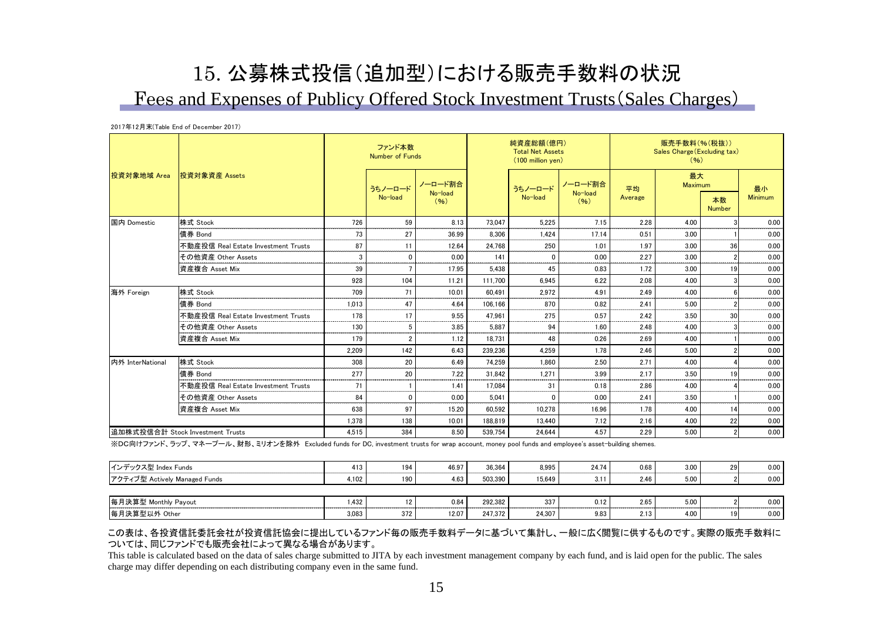# 15. 公募株式投信（追加型）における販売手数料の状況

## Fees and Expenses of Publicy Offered Stock Investment Trusts（Sales Charges）

2017年12月末(Table End of December 2017)

| 投資対象地域 Area | 投資対象資産 Assets | ファンド本数 Number of Funds | | | 純資産総額（億円） Total Net Assets (100 million yen) | | | 販売手数料（％（税抜）） Sales Charge(Excluding tax) (%) | | | |
|---|---|---|---|---|---|---|---|---|---|---|---|
| | | | うちノーロード No-load | ノーロード割合 No-load (%) | | うちノーロード No-load | ノーロード割合 No-load (%) | 平均 Average | 最大 Maximum | 本数 Number | 最小 Minimum |
| 国内 Domestic | 株式 Stock | 726 | 59 | 8.13 | 73,047 | 5,225 | 7.15 | 2.28 | 4.00 | 3 | 0.00 |
| | 債券 Bond | 73 | 27 | 36.99 | 8,306 | 1,424 | 17.14 | 0.51 | 3.00 | 1 | 0.00 |
| | 不動産投信 Real Estate Investment Trusts | 87 | 11 | 12.64 | 24,768 | 250 | 1.01 | 1.97 | 3.00 | 36 | 0.00 |
| | その他資産 Other Assets | 3 | 0 | 0.00 | 141 | 0 | 0.00 | 2.27 | 3.00 | 2 | 0.00 |
| | 資産複合 Asset Mix | 39 | 7 | 17.95 | 5,438 | 45 | 0.83 | 1.72 | 3.00 | 19 | 0.00 |
| | | 928 | 104 | 11.21 | 111,700 | 6,945 | 6.22 | 2.08 | 4.00 | 3 | 0.00 |
| 海外 Foreign | 株式 Stock | 709 | 71 | 10.01 | 60,491 | 2,972 | 4.91 | 2.49 | 4.00 | 6 | 0.00 |
| | 債券 Bond | 1,013 | 47 | 4.64 | 106,166 | 870 | 0.82 | 2.41 | 5.00 | 2 | 0.00 |
| | 不動産投信 Real Estate Investment Trusts | 178 | 17 | 9.55 | 47,961 | 275 | 0.57 | 2.42 | 3.50 | 30 | 0.00 |
| | その他資産 Other Assets | 130 | 5 | 3.85 | 5,887 | 94 | 1.60 | 2.48 | 4.00 | 3 | 0.00 |
| | 資産複合 Asset Mix | 179 | 2 | 1.12 | 18,731 | 48 | 0.26 | 2.69 | 4.00 | 1 | 0.00 |
| | | 2,209 | 142 | 6.43 | 239,236 | 4,259 | 1.78 | 2.46 | 5.00 | 2 | 0.00 |
| 内外 InterNational | 株式 Stock | 308 | 20 | 6.49 | 74,259 | 1,860 | 2.50 | 2.71 | 4.00 | 4 | 0.00 |
| | 債券 Bond | 277 | 20 | 7.22 | 31,842 | 1,271 | 3.99 | 2.17 | 3.50 | 19 | 0.00 |
| | 不動産投信 Real Estate Investment Trusts | 71 | 1 | 1.41 | 17,084 | 31 | 0.18 | 2.86 | 4.00 | 4 | 0.00 |
| | その他資産 Other Assets | 84 | 0 | 0.00 | 5,041 | 0 | 0.00 | 2.41 | 3.50 | 1 | 0.00 |
| | 資産複合 Asset Mix | 638 | 97 | 15.20 | 60,592 | 10,278 | 16.96 | 1.78 | 4.00 | 14 | 0.00 |
| | | 1,378 | 138 | 10.01 | 188,819 | 13,440 | 7.12 | 2.16 | 4.00 | 22 | 0.00 |
| 追加株式投信合計 Stock Investment Trusts | | 4,515 | 384 | 8.50 | 539,754 | 24,644 | 4.57 | 2.29 | 5.00 | 2 | 0.00 |

※DC向けファンド、ラップ、マネープール、財形、ミリオンを除外 Excluded funds for DC, investment trusts for wrap account, money pool funds and employee's asset-building shemes.

| | ファンド本数 | うちノーロード | ノーロード割合 | 純資産総額 | うちノーロード | ノーロード割合 | 平均 | 最大 | 本数 | 最小 |
|---|---|---|---|---|---|---|---|---|---|---|
| インデックス型 Index Funds | 413 | 194 | 46.97 | 36,364 | 8,995 | 24.74 | 0.68 | 3.00 | 29 | 0.00 |
| アクティブ型 Actively Managed Funds | 4,102 | 190 | 4.63 | 503,390 | 15,649 | 3.11 | 2.46 | 5.00 | 2 | 0.00 |
| 毎月決算型 Monthly Payout | 1,432 | 12 | 0.84 | 292,382 | 337 | 0.12 | 2.65 | 5.00 | 2 | 0.00 |
| 毎月決算型以外 Other | 3,083 | 372 | 12.07 | 247,372 | 24,307 | 9.83 | 2.13 | 4.00 | 19 | 0.00 |

この表は、各投資信託委託会社が投資信託協会に提出しているファンド毎の販売手数料データに基づいて集計し、一般に広く閲覧に供するものです。実際の販売手数料については、同じファンドでも販売会社によって異なる場合があります。

This table is calculated based on the data of sales charge submitted to JITA by each investment management company by each fund, and is laid open for the public. The sales charge may differ depending on each distributing company even in the same fund.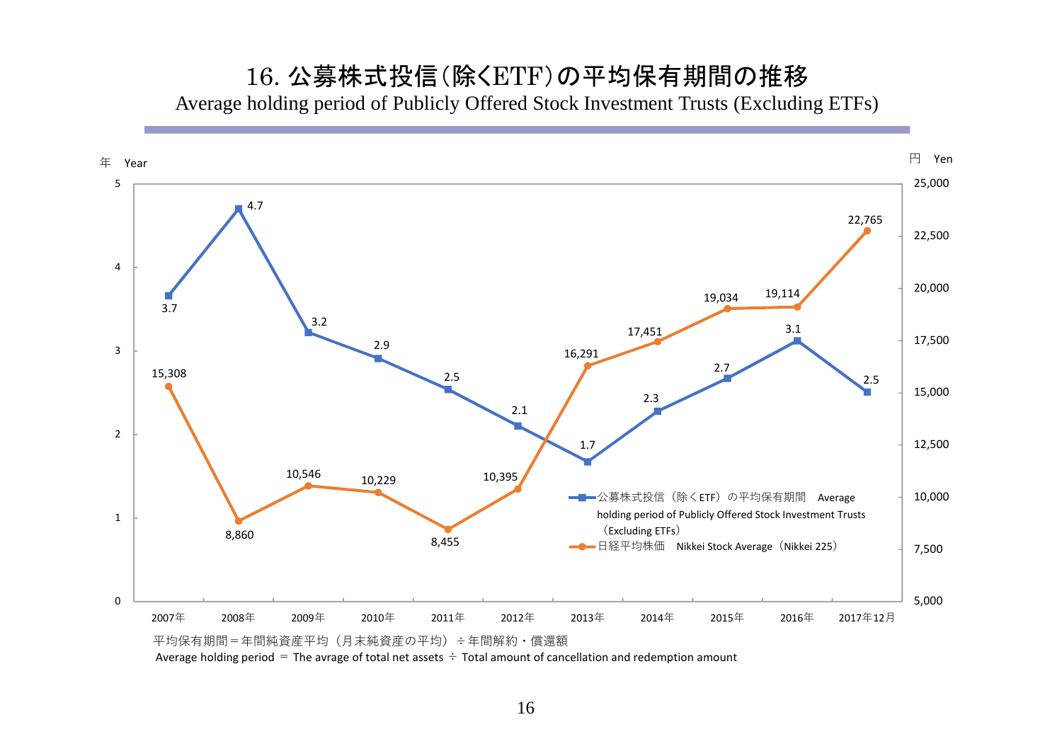# 16. 公募株式投信(除くETF)の平均保有期間の推移

Average holding period of Publicly Offered Stock Investment Trusts (Excluding ETFs)

| | 2007年 | 2008年 | 2009年 | 2010年 | 2011年 | 2012年 | 2013年 | 2014年 | 2015年 | 2016年 | 2017年12月 |
|---|---|---|---|---|---|---|---|---|---|---|---|
| 公募株式投信(除くETF)の平均保有期間 Average holding period of Publicly Offered Stock Investment Trusts (Excluding ETFs)（年 Year） | 3.7 | 4.7 | 3.2 | 2.9 | 2.5 | 2.1 | 1.7 | 2.3 | 2.7 | 3.1 | 2.5 |
| 日経平均株価 Nikkei Stock Average（Nikkei 225）（円 Yen） | 15,308 | 8,860 | 10,546 | 10,229 | 8,455 | 10,395 | 16,291 | 17,451 | 19,034 | 19,114 | 22,765 |

平均保有期間＝年間純資産平均（月末純資産の平均）÷年間解約・償還額

Average holding period ＝ The avrage of total net assets ÷ Total amount of cancellation and redemption amount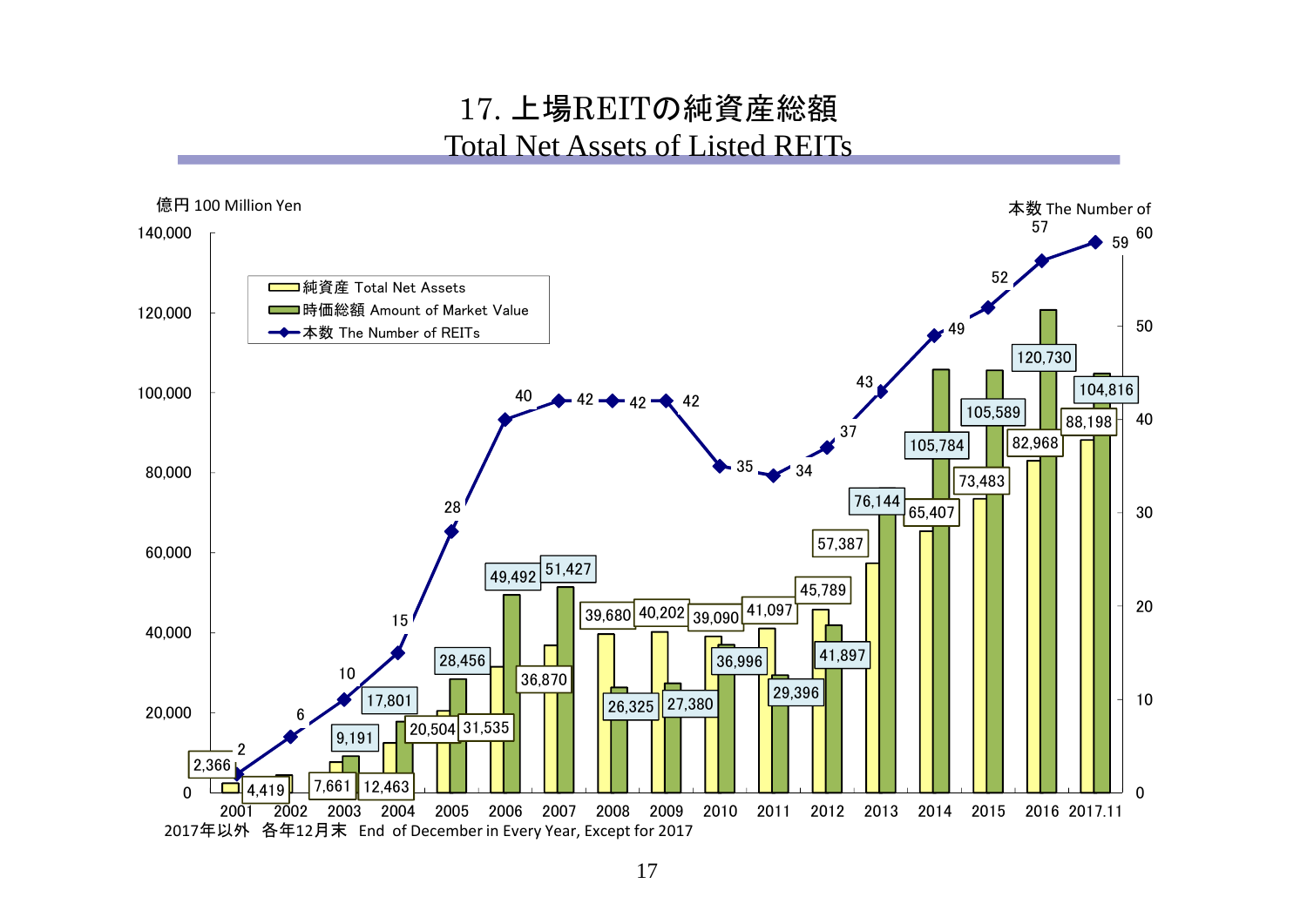# 17. 上場REITの純資産総額

## Total Net Assets of Listed REITs

億円 100 Million Yen / 本数 The Number of

| 年 | 純資産 Total Net Assets | 時価総額 Amount of Market Value | 本数 The Number of REITs |
|---|---|---|---|
| 2001 | 2,366 | | 2 |
| 2002 | 4,419 | | 6 |
| 2003 | 7,661 | 9,191 | 10 |
| 2004 | 12,463 | 17,801 | 15 |
| 2005 | 20,504 | 28,456 | 28 |
| 2006 | 31,535 | 49,492 | 40 |
| 2007 | 36,870 | 51,427 | 42 |
| 2008 | 39,680 | 26,325 | 42 |
| 2009 | 40,202 | 27,380 | 42 |
| 2010 | 39,090 | 36,996 | 35 |
| 2011 | 41,097 | 29,396 | 34 |
| 2012 | 45,789 | 41,897 | 37 |
| 2013 | 57,387 | 76,144 | 43 |
| 2014 | 65,407 | 105,784 | 49 |
| 2015 | 73,483 | 105,589 | 52 |
| 2016 | 82,968 | 120,730 | 57 |
| 2017.11 | 88,198 | 104,816 | 59 |

2017年以外　各年12月末　End of December in Every Year, Except for 2017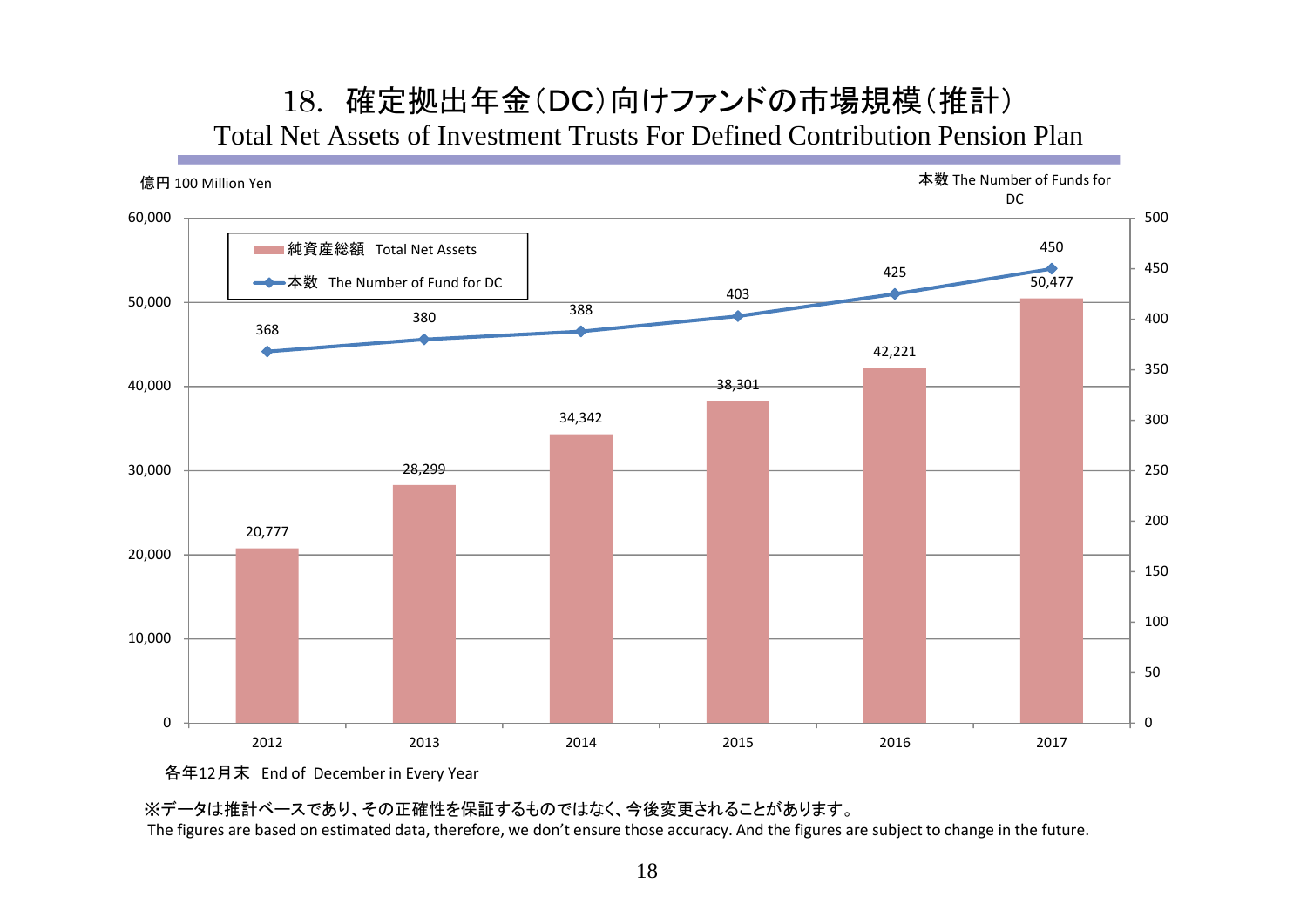# 18. 確定拠出年金（DC）向けファンドの市場規模（推計）

## Total Net Assets of Investment Trusts For Defined Contribution Pension Plan

億円 100 Million Yen　　　本数 The Number of Funds for DC

| | 2012 | 2013 | 2014 | 2015 | 2016 | 2017 |
|---|---|---|---|---|---|---|
| 純資産総額 Total Net Assets | 20,777 | 28,299 | 34,342 | 38,301 | 42,221 | 50,477 |
| 本数 The Number of Fund for DC | 368 | 380 | 388 | 403 | 425 | 450 |

各年12月末　End of December in Every Year

※データは推計ベースであり、その正確性を保証するものではなく、今後変更されることがあります。
The figures are based on estimated data, therefore, we don't ensure those accuracy. And the figures are subject to change in the future.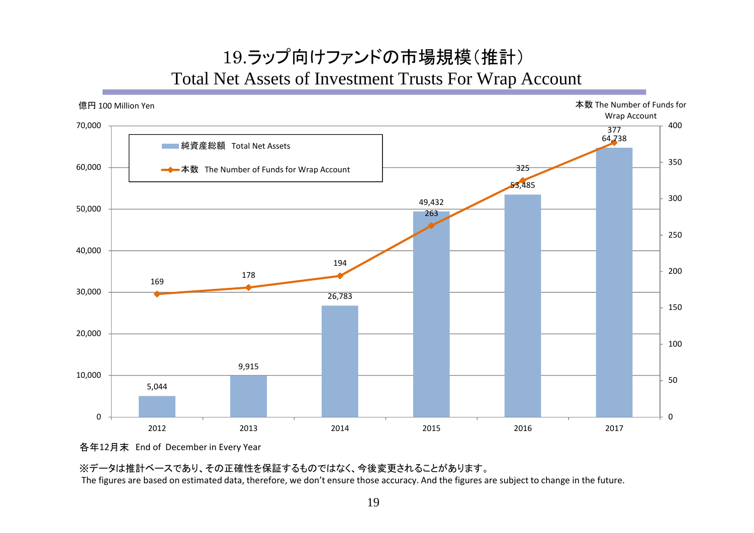# 19.ラップ向けファンドの市場規模（推計）
## Total Net Assets of Investment Trusts For Wrap Account

億円 100 Million Yen

本数 The Number of Funds for Wrap Account

| 各年12月末 End of December in Every Year | 純資産総額 Total Net Assets | 本数 The Number of Funds for Wrap Account |
|---|---|---|
| 2012 | 5,044 | 169 |
| 2013 | 9,915 | 178 |
| 2014 | 26,783 | 194 |
| 2015 | 49,432 | 263 |
| 2016 | 53,485 | 325 |
| 2017 | 64,738 | 377 |

各年12月末　End of December in Every Year

※データは推計ベースであり、その正確性を保証するものではなく、今後変更されることがあります。
The figures are based on estimated data, therefore, we don't ensure those accuracy. And the figures are subject to change in the future.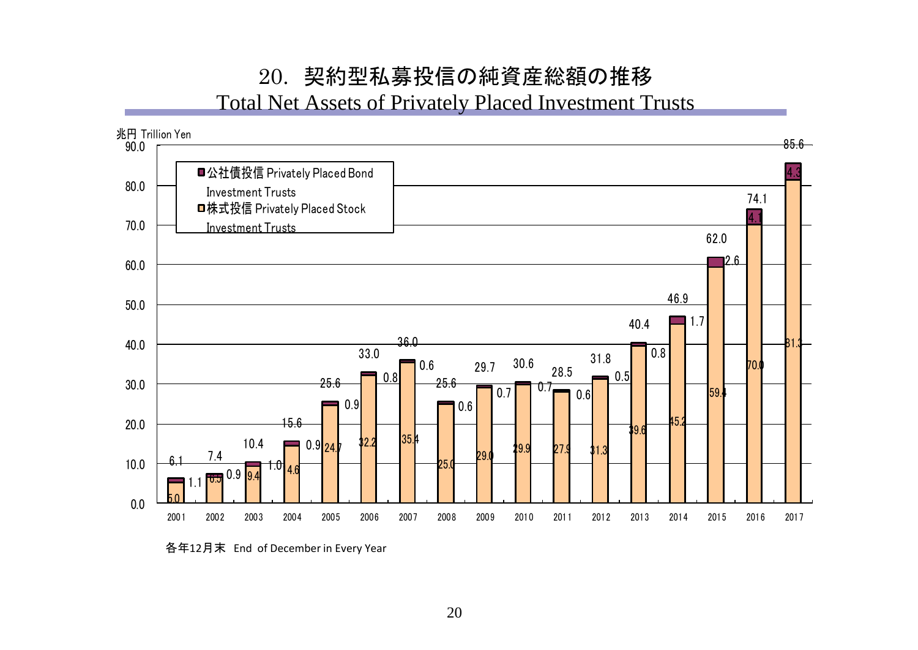# 20. 契約型私募投信の純資産総額の推移

## Total Net Assets of Privately Placed Investment Trusts

兆円 Trillion Yen

| 年 | 株式投信 Privately Placed Stock Investment Trusts | 公社債投信 Privately Placed Bond Investment Trusts | 合計 Total |
|---|---|---|---|
| 2001 | 5.0 | 1.1 | 6.1 |
| 2002 | 6.5 | 0.9 | 7.4 |
| 2003 | 9.4 | 1.0 | 10.4 |
| 2004 | 14.6 | 0.9 | 15.6 |
| 2005 | 24.7 | 0.9 | 25.6 |
| 2006 | 32.2 | 0.8 | 33.0 |
| 2007 | 35.4 | 0.6 | 36.0 |
| 2008 | 25.0 | 0.6 | 25.6 |
| 2009 | 29.0 | 0.7 | 29.7 |
| 2010 | 29.9 | 0.7 | 30.6 |
| 2011 | 27.9 | 0.6 | 28.5 |
| 2012 | 31.3 | 0.5 | 31.8 |
| 2013 | 39.6 | 0.8 | 40.4 |
| 2014 | 45.2 | 1.7 | 46.9 |
| 2015 | 59.4 | 2.6 | 62.0 |
| 2016 | 70.0 | 4.1 | 74.1 |
| 2017 | 81.3 | 4.3 | 85.6 |

各年12月末 End of December in Every Year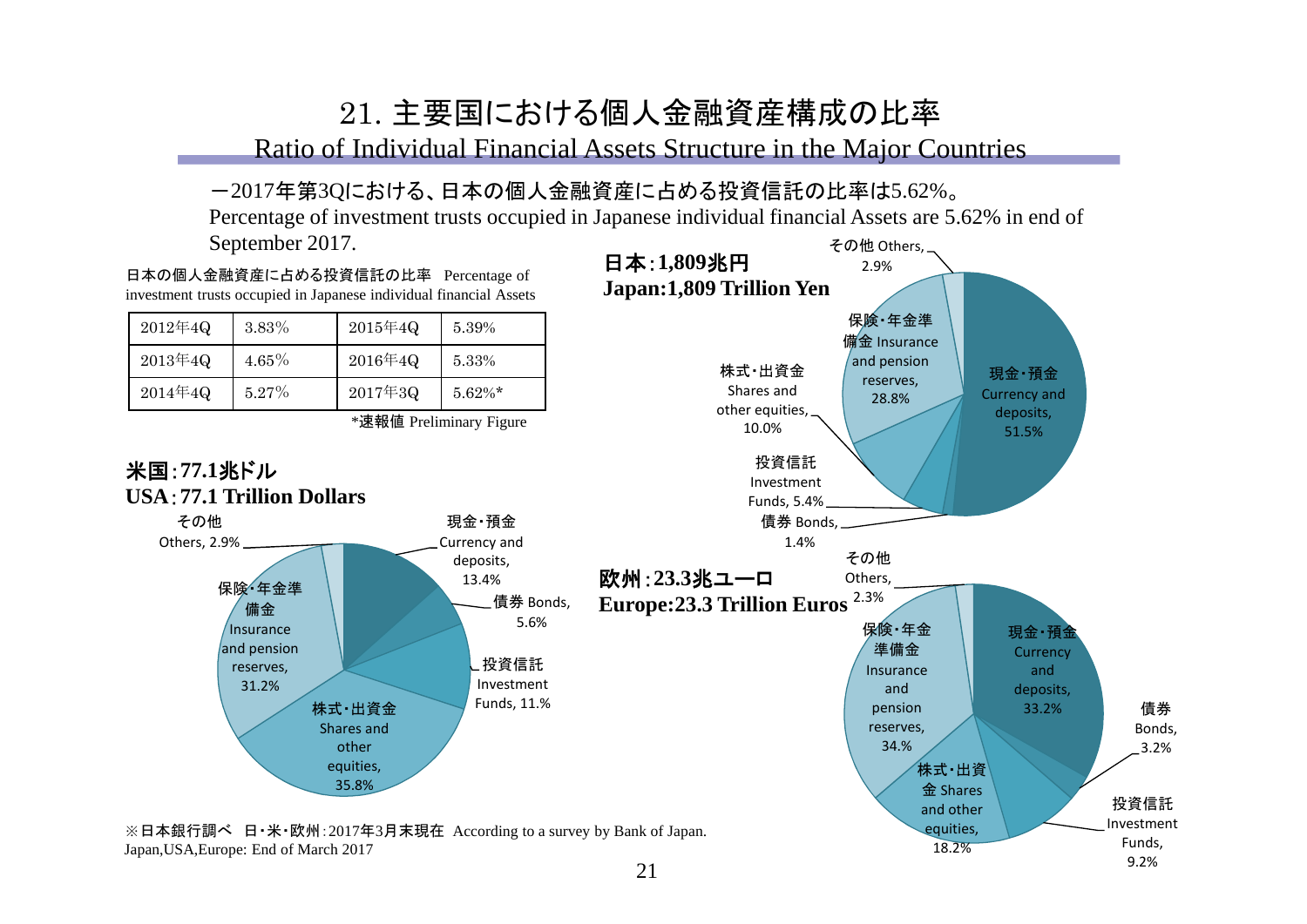# 21. 主要国における個人金融資産構成の比率

## Ratio of Individual Financial Assets Structure in the Major Countries

－2017年第3Qにおける、日本の個人金融資産に占める投資信託の比率は5.62%。

Percentage of investment trusts occupied in Japanese individual financial Assets are 5.62% in end of September 2017.

日本の個人金融資産に占める投資信託の比率　Percentage of investment trusts occupied in Japanese individual financial Assets

| 2012年4Q | 3.83% | 2015年4Q | 5.39% |
| --- | --- | --- | --- |
| 2013年4Q | 4.65% | 2016年4Q | 5.33% |
| 2014年4Q | 5.27% | 2017年3Q | 5.62%* |

*速報値 Preliminary Figure

**日本：1,809兆円**
**Japan:1,809 Trillion Yen**

| 項目 | 比率 |
| --- | --- |
| 現金・預金 Currency and deposits | 51.5% |
| 債券 Bonds | 1.4% |
| 投資信託 Investment Funds | 5.4% |
| 株式・出資金 Shares and other equities | 10.0% |
| 保険・年金準備金 Insurance and pension reserves | 28.8% |
| その他 Others | 2.9% |

**米国：77.1兆ドル**
**USA：77.1 Trillion Dollars**

| 項目 | 比率 |
| --- | --- |
| 現金・預金 Currency and deposits | 13.4% |
| 債券 Bonds | 5.6% |
| 投資信託 Investment Funds | 11.1% |
| 株式・出資金 Shares and other equities | 35.8% |
| 保険・年金準備金 Insurance and pension reserves | 31.2% |
| その他 Others | 2.9% |

**欧州：23.3兆ユーロ**
**Europe:23.3 Trillion Euros**

| 項目 | 比率 |
| --- | --- |
| 現金・預金 Currency and deposits | 33.2% |
| 債券 Bonds | 3.2% |
| 投資信託 Investment Funds | 9.2% |
| 株式・出資金 Shares and other equities | 18.2% |
| 保険・年金準備金 Insurance and pension reserves | 34.% |
| その他 Others | 2.3% |

※日本銀行調べ　日・米・欧州：2017年3月末現在　According to a survey by Bank of Japan. Japan,USA,Europe: End of March 2017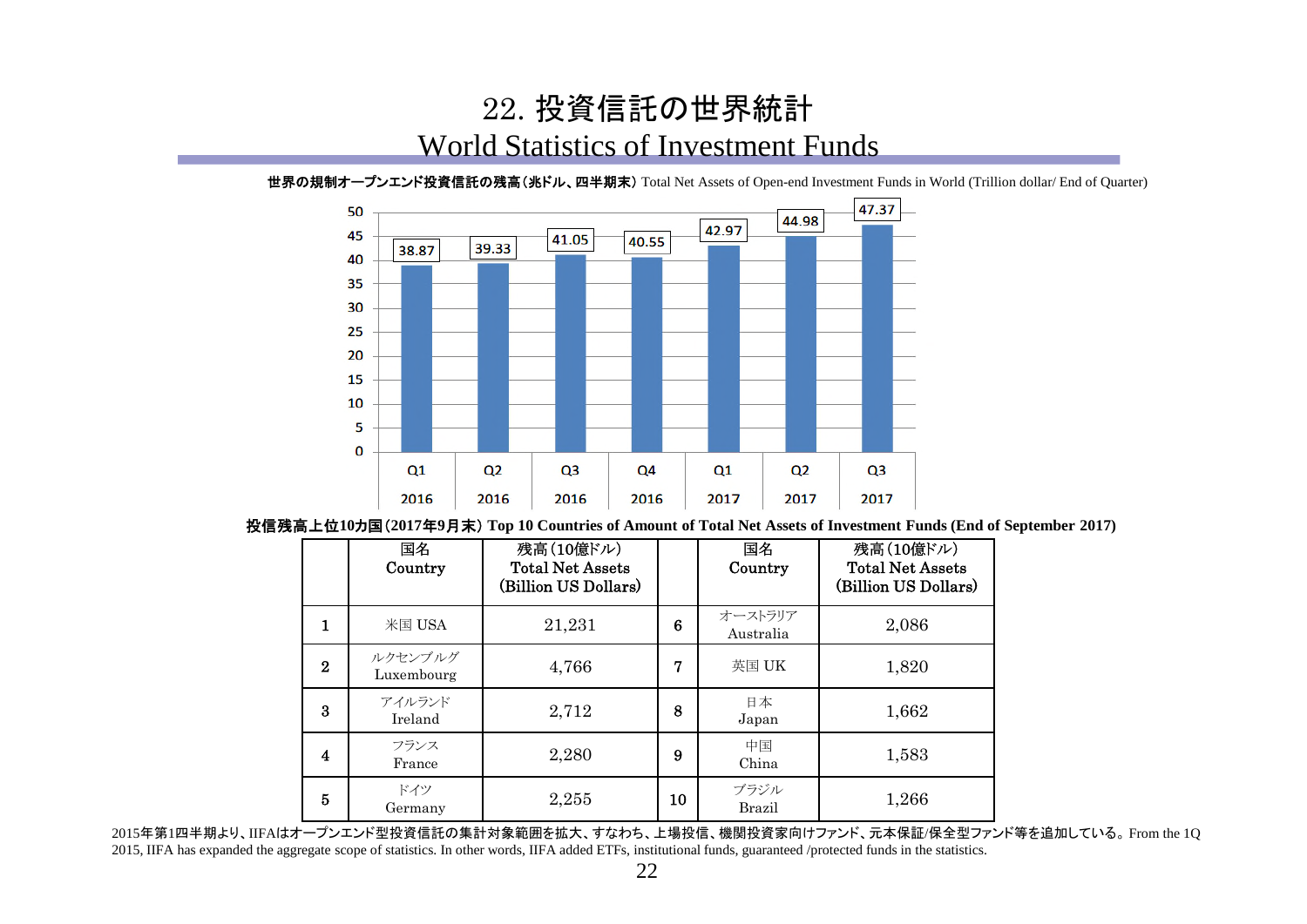# 22. 投資信託の世界統計
## World Statistics of Investment Funds

**世界の規制オープンエンド投資信託の残高（兆ドル、四半期末）** Total Net Assets of Open-end Investment Funds in World (Trillion dollar/ End of Quarter)

| Quarter | Total Net Assets (Trillion dollar) |
|---|---|
| Q1 2016 | 38.87 |
| Q2 2016 | 39.33 |
| Q3 2016 | 41.05 |
| Q4 2016 | 40.55 |
| Q1 2017 | 42.97 |
| Q2 2017 | 44.98 |
| Q3 2017 | 47.37 |

**投信残高上位10カ国（2017年9月末） Top 10 Countries of Amount of Total Net Assets of Investment Funds (End of September 2017)**

| | 国名 Country | 残高（10億ドル） Total Net Assets (Billion US Dollars) | | 国名 Country | 残高（10億ドル） Total Net Assets (Billion US Dollars) |
|---|---|---|---|---|---|
| 1 | 米国 USA | 21,231 | 6 | オーストラリア Australia | 2,086 |
| 2 | ルクセンブルグ Luxembourg | 4,766 | 7 | 英国 UK | 1,820 |
| 3 | アイルランド Ireland | 2,712 | 8 | 日本 Japan | 1,662 |
| 4 | フランス France | 2,280 | 9 | 中国 China | 1,583 |
| 5 | ドイツ Germany | 2,255 | 10 | ブラジル Brazil | 1,266 |

2015年第1四半期より、IIFAはオープンエンド型投資信託の集計対象範囲を拡大、すなわち、上場投信、機関投資家向けファンド、元本保証/保全型ファンド等を追加している。From the 1Q 2015, IIFA has expanded the aggregate scope of statistics. In other words, IIFA added ETFs, institutional funds, guaranteed /protected funds in the statistics.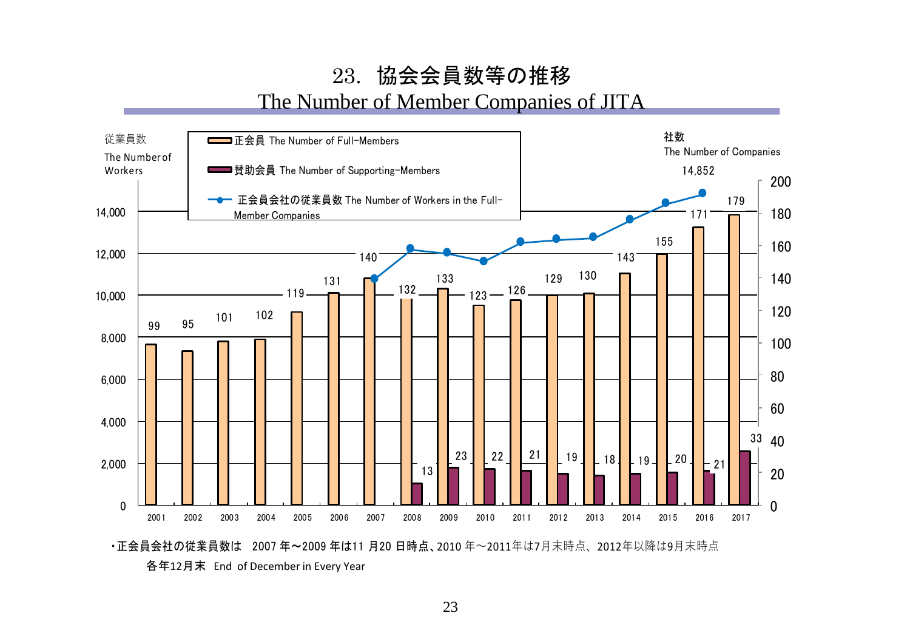# 23. 協会会員数等の推移

## The Number of Member Companies of JITA

従業員数
The Number of Workers

社数
The Number of Companies

正会員 The Number of Full-Members

賛助会員 The Number of Supporting-Members

正会員会社の従業員数 The Number of Workers in the Full-Member Companies

14,852

14,000
12,000
10,000
8,000
6,000
4,000
2,000
0

200
180
160
140
120
100
80
60
40
20
0

2001: 99
2002: 95
2003: 101
2004: 102
2005: 119
2006: 131
2007: 140
2008: 132, 13
2009: 133, 23
2010: 123, 22
2011: 126, 21
2012: 129, 19
2013: 130, 18
2014: 143, 19
2015: 155, 20
2016: 171, 21
2017: 179, 33

・正会員会社の従業員数は 2007 年～2009 年は11 月20 日時点、2010 年～2011年は7月末時点、2012年以降は9月末時点

各年12月末 End of December in Every Year